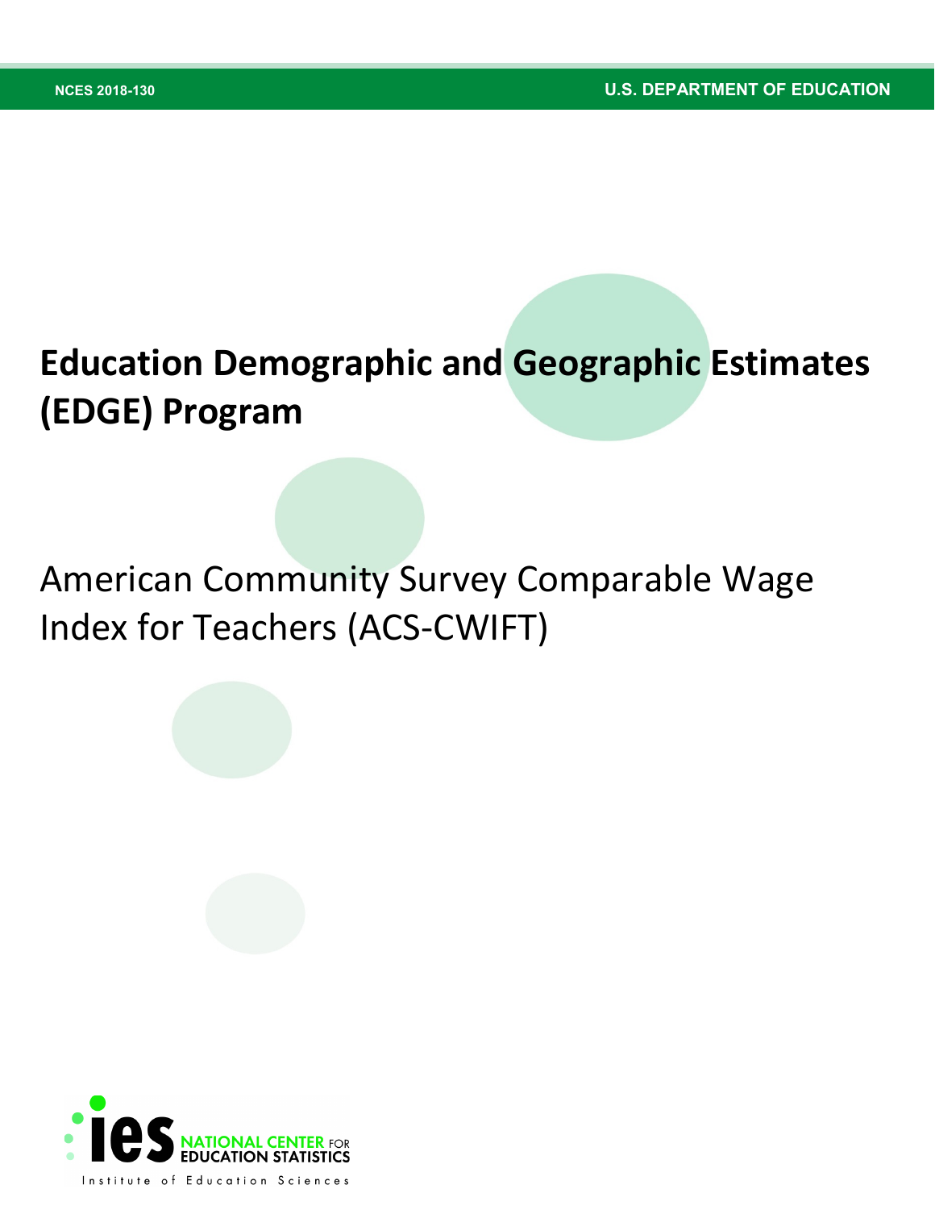NCES 2018-130

U.S. DEPARTMENT OF EDUCATION

# Education Demographic and Geographic Estimates (EDGE) Program

## American Community Survey Comparable Wage Index for Teachers (ACS-CWIFT)

ies NATIONAL CENTER FOR EDUCATION STATISTICS

Institute of Education Sciences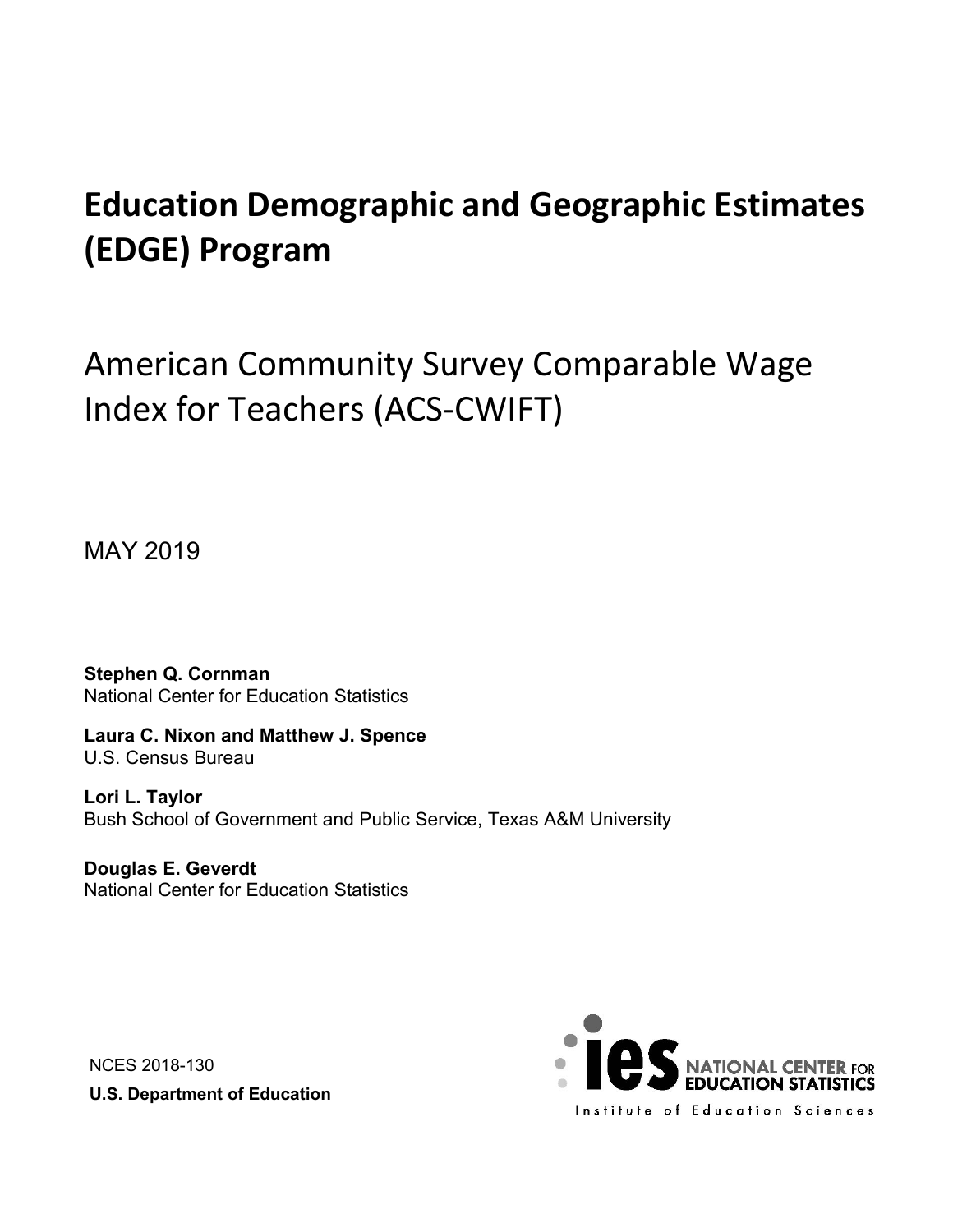# Education Demographic and Geographic Estimates (EDGE) Program

## American Community Survey Comparable Wage Index for Teachers (ACS-CWIFT)

MAY 2019

**Stephen Q. Cornman**
National Center for Education Statistics

**Laura C. Nixon and Matthew J. Spence**
U.S. Census Bureau

**Lori L. Taylor**
Bush School of Government and Public Service, Texas A&M University

**Douglas E. Geverdt**
National Center for Education Statistics

NCES 2018-130
**U.S. Department of Education**

ies NATIONAL CENTER FOR EDUCATION STATISTICS
Institute of Education Sciences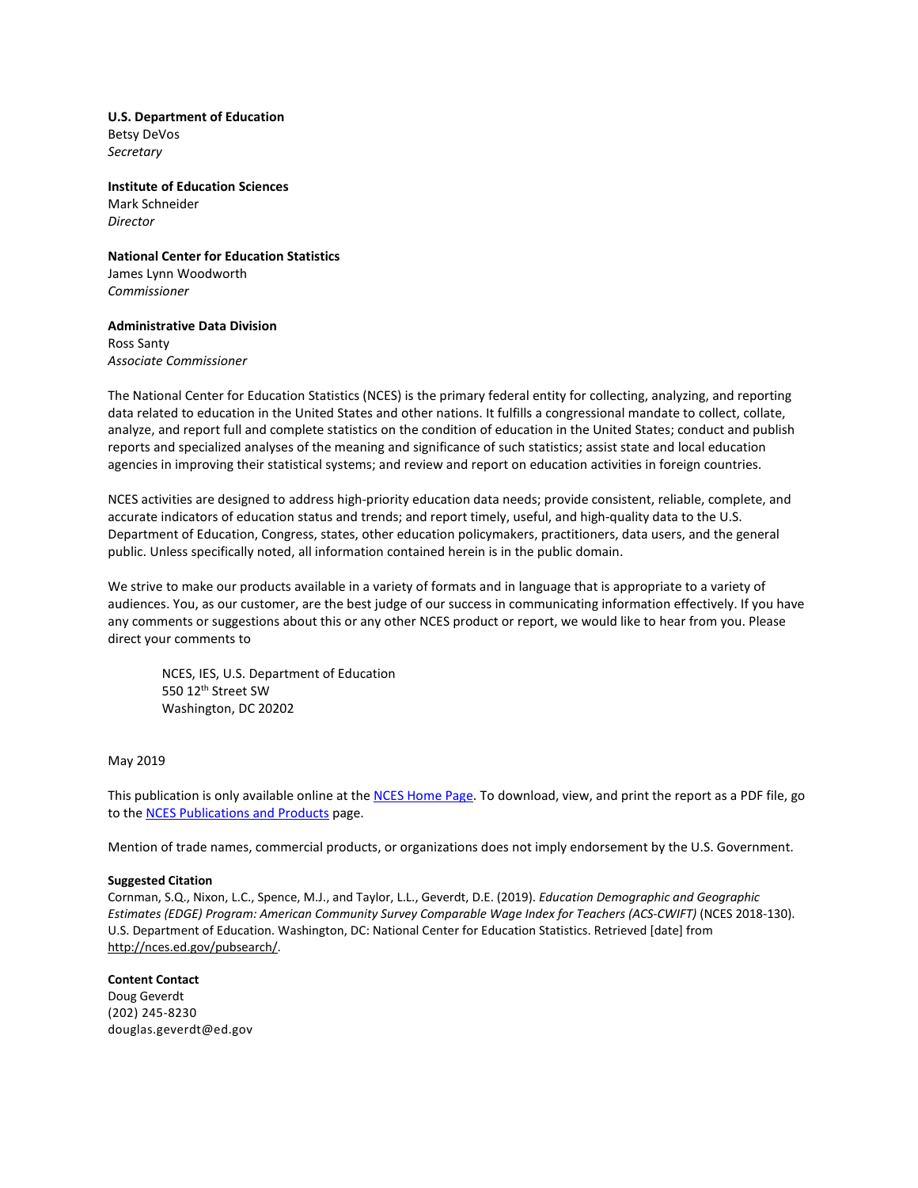**U.S. Department of Education**
Betsy DeVos
*Secretary*

**Institute of Education Sciences**
Mark Schneider
*Director*

**National Center for Education Statistics**
James Lynn Woodworth
*Commissioner*

**Administrative Data Division**
Ross Santy
*Associate Commissioner*

The National Center for Education Statistics (NCES) is the primary federal entity for collecting, analyzing, and reporting data related to education in the United States and other nations. It fulfills a congressional mandate to collect, collate, analyze, and report full and complete statistics on the condition of education in the United States; conduct and publish reports and specialized analyses of the meaning and significance of such statistics; assist state and local education agencies in improving their statistical systems; and review and report on education activities in foreign countries.

NCES activities are designed to address high-priority education data needs; provide consistent, reliable, complete, and accurate indicators of education status and trends; and report timely, useful, and high-quality data to the U.S. Department of Education, Congress, states, other education policymakers, practitioners, data users, and the general public. Unless specifically noted, all information contained herein is in the public domain.

We strive to make our products available in a variety of formats and in language that is appropriate to a variety of audiences. You, as our customer, are the best judge of our success in communicating information effectively. If you have any comments or suggestions about this or any other NCES product or report, we would like to hear from you. Please direct your comments to

> NCES, IES, U.S. Department of Education
> 550 12th Street SW
> Washington, DC 20202

May 2019

This publication is only available online at the NCES Home Page. To download, view, and print the report as a PDF file, go to the NCES Publications and Products page.

Mention of trade names, commercial products, or organizations does not imply endorsement by the U.S. Government.

**Suggested Citation**
Cornman, S.Q., Nixon, L.C., Spence, M.J., and Taylor, L.L., Geverdt, D.E. (2019). *Education Demographic and Geographic Estimates (EDGE) Program: American Community Survey Comparable Wage Index for Teachers (ACS-CWIFT)* (NCES 2018-130). U.S. Department of Education. Washington, DC: National Center for Education Statistics. Retrieved [date] from http://nces.ed.gov/pubsearch/.

**Content Contact**
Doug Geverdt
(202) 245-8230
douglas.geverdt@ed.gov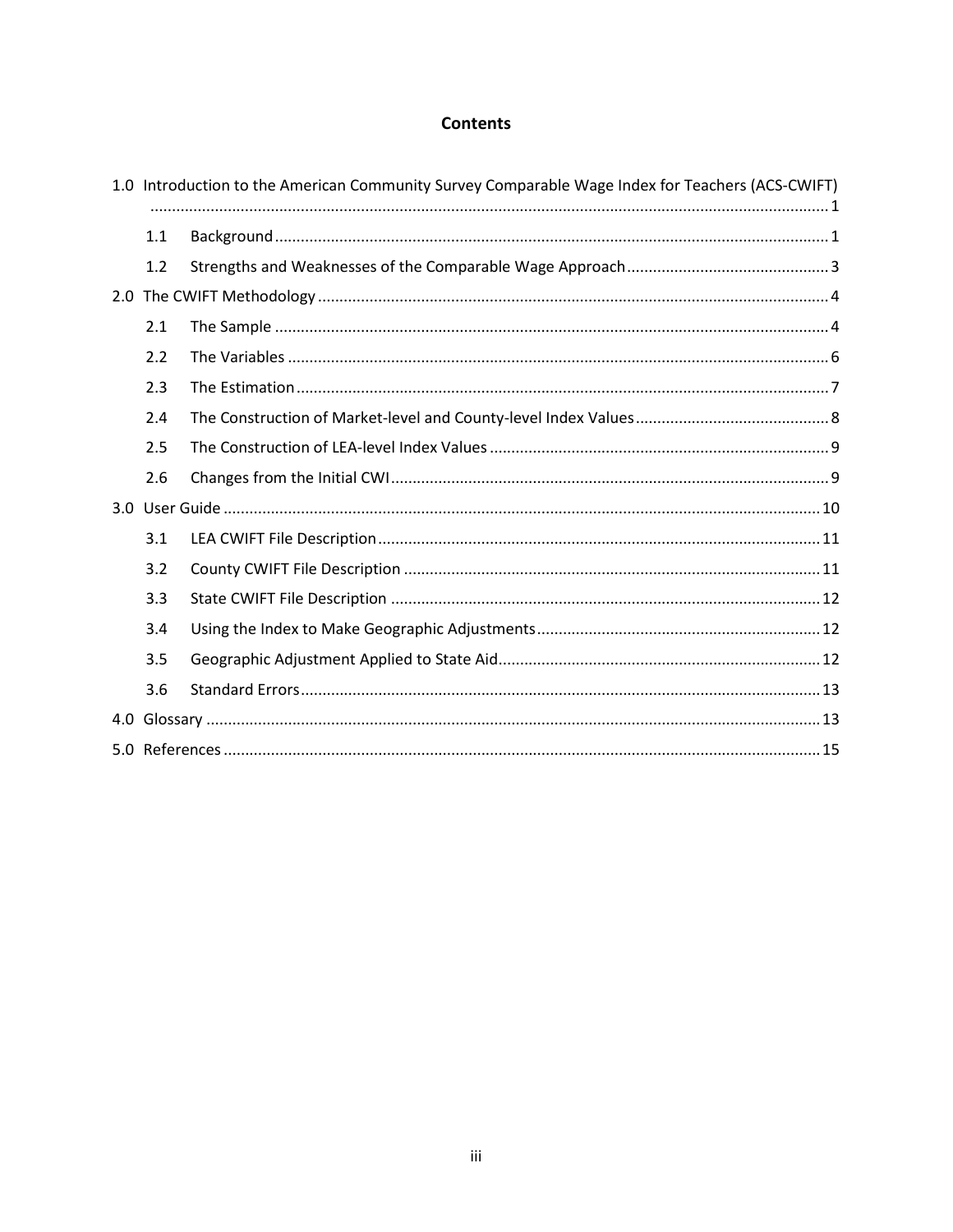# Contents

1.0 Introduction to the American Community Survey Comparable Wage Index for Teachers (ACS-CWIFT) ..... 1

- 1.1 Background ..... 1
- 1.2 Strengths and Weaknesses of the Comparable Wage Approach ..... 3

2.0 The CWIFT Methodology ..... 4

- 2.1 The Sample ..... 4
- 2.2 The Variables ..... 6
- 2.3 The Estimation ..... 7
- 2.4 The Construction of Market-level and County-level Index Values ..... 8
- 2.5 The Construction of LEA-level Index Values ..... 9
- 2.6 Changes from the Initial CWI ..... 9

3.0 User Guide ..... 10

- 3.1 LEA CWIFT File Description ..... 11
- 3.2 County CWIFT File Description ..... 11
- 3.3 State CWIFT File Description ..... 12
- 3.4 Using the Index to Make Geographic Adjustments ..... 12
- 3.5 Geographic Adjustment Applied to State Aid ..... 12
- 3.6 Standard Errors ..... 13

4.0 Glossary ..... 13

5.0 References ..... 15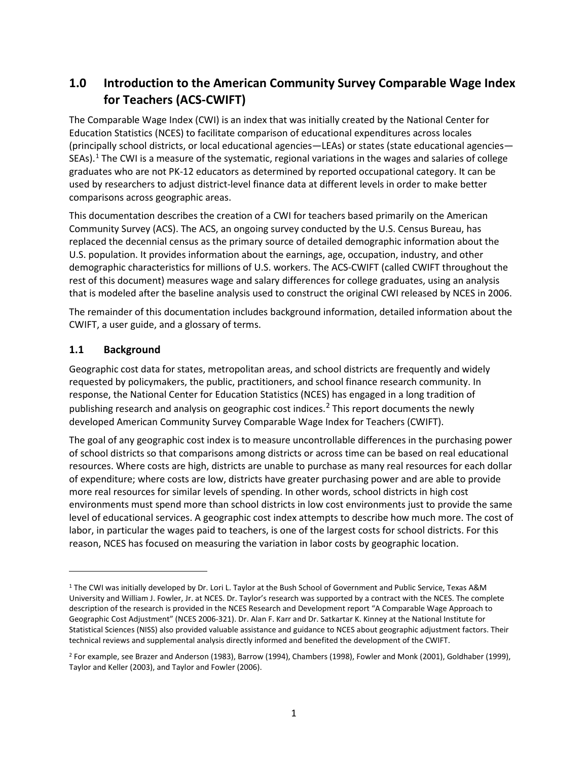## 1.0 Introduction to the American Community Survey Comparable Wage Index for Teachers (ACS-CWIFT)

The Comparable Wage Index (CWI) is an index that was initially created by the National Center for Education Statistics (NCES) to facilitate comparison of educational expenditures across locales (principally school districts, or local educational agencies—LEAs) or states (state educational agencies—SEAs).[1] The CWI is a measure of the systematic, regional variations in the wages and salaries of college graduates who are not PK-12 educators as determined by reported occupational category. It can be used by researchers to adjust district-level finance data at different levels in order to make better comparisons across geographic areas.

This documentation describes the creation of a CWI for teachers based primarily on the American Community Survey (ACS). The ACS, an ongoing survey conducted by the U.S. Census Bureau, has replaced the decennial census as the primary source of detailed demographic information about the U.S. population. It provides information about the earnings, age, occupation, industry, and other demographic characteristics for millions of U.S. workers. The ACS-CWIFT (called CWIFT throughout the rest of this document) measures wage and salary differences for college graduates, using an analysis that is modeled after the baseline analysis used to construct the original CWI released by NCES in 2006.

The remainder of this documentation includes background information, detailed information about the CWIFT, a user guide, and a glossary of terms.

### 1.1 Background

Geographic cost data for states, metropolitan areas, and school districts are frequently and widely requested by policymakers, the public, practitioners, and school finance research community. In response, the National Center for Education Statistics (NCES) has engaged in a long tradition of publishing research and analysis on geographic cost indices.[2] This report documents the newly developed American Community Survey Comparable Wage Index for Teachers (CWIFT).

The goal of any geographic cost index is to measure uncontrollable differences in the purchasing power of school districts so that comparisons among districts or across time can be based on real educational resources. Where costs are high, districts are unable to purchase as many real resources for each dollar of expenditure; where costs are low, districts have greater purchasing power and are able to provide more real resources for similar levels of spending. In other words, school districts in high cost environments must spend more than school districts in low cost environments just to provide the same level of educational services. A geographic cost index attempts to describe how much more. The cost of labor, in particular the wages paid to teachers, is one of the largest costs for school districts. For this reason, NCES has focused on measuring the variation in labor costs by geographic location.

---

[1] The CWI was initially developed by Dr. Lori L. Taylor at the Bush School of Government and Public Service, Texas A&M University and William J. Fowler, Jr. at NCES. Dr. Taylor's research was supported by a contract with the NCES. The complete description of the research is provided in the NCES Research and Development report "A Comparable Wage Approach to Geographic Cost Adjustment" (NCES 2006-321). Dr. Alan F. Karr and Dr. Satkartar K. Kinney at the National Institute for Statistical Sciences (NISS) also provided valuable assistance and guidance to NCES about geographic adjustment factors. Their technical reviews and supplemental analysis directly informed and benefited the development of the CWIFT.

[2] For example, see Brazer and Anderson (1983), Barrow (1994), Chambers (1998), Fowler and Monk (2001), Goldhaber (1999), Taylor and Keller (2003), and Taylor and Fowler (2006).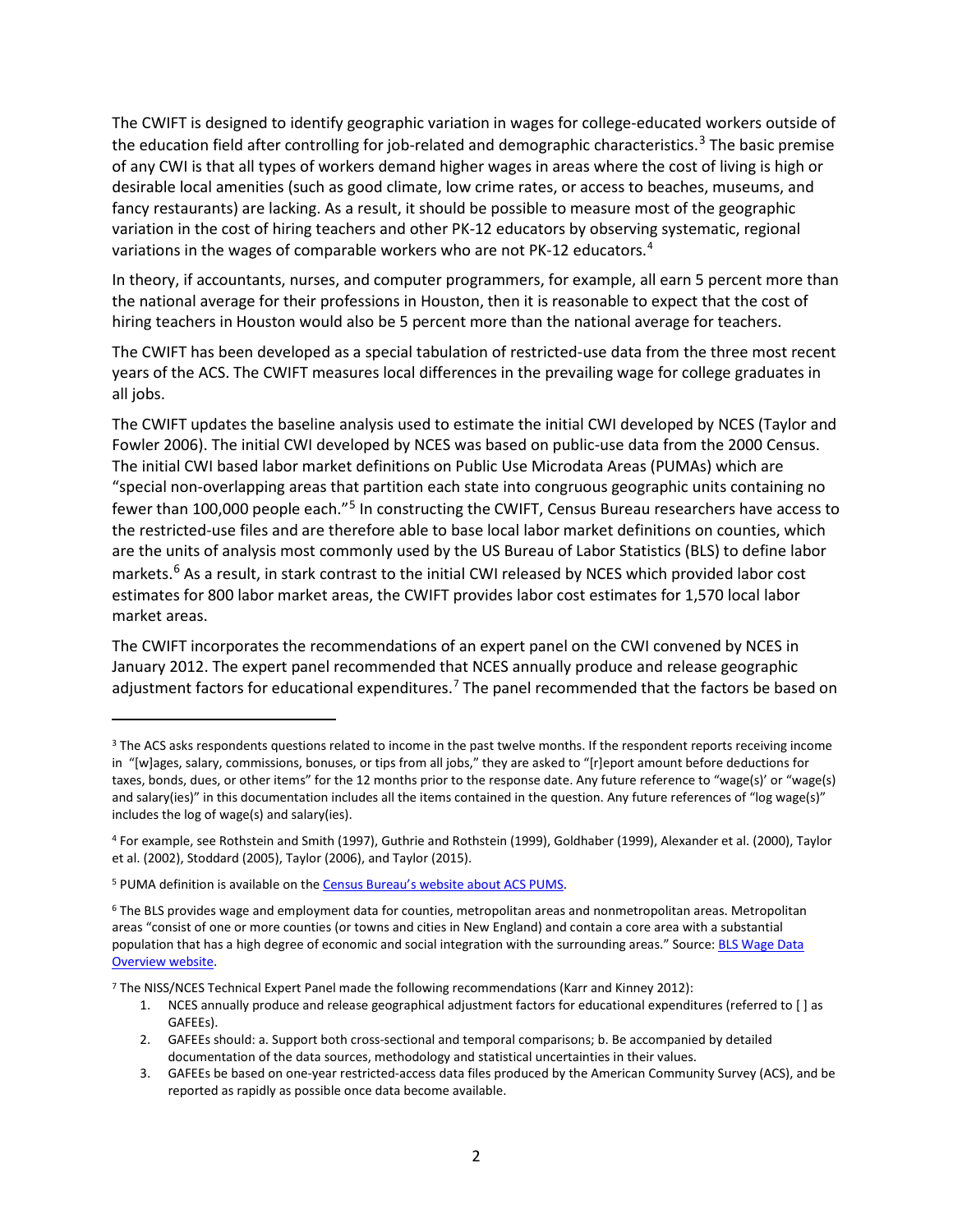The CWIFT is designed to identify geographic variation in wages for college-educated workers outside of the education field after controlling for job-related and demographic characteristics.[3] The basic premise of any CWI is that all types of workers demand higher wages in areas where the cost of living is high or desirable local amenities (such as good climate, low crime rates, or access to beaches, museums, and fancy restaurants) are lacking. As a result, it should be possible to measure most of the geographic variation in the cost of hiring teachers and other PK-12 educators by observing systematic, regional variations in the wages of comparable workers who are not PK-12 educators.[4]

In theory, if accountants, nurses, and computer programmers, for example, all earn 5 percent more than the national average for their professions in Houston, then it is reasonable to expect that the cost of hiring teachers in Houston would also be 5 percent more than the national average for teachers.

The CWIFT has been developed as a special tabulation of restricted-use data from the three most recent years of the ACS. The CWIFT measures local differences in the prevailing wage for college graduates in all jobs.

The CWIFT updates the baseline analysis used to estimate the initial CWI developed by NCES (Taylor and Fowler 2006). The initial CWI developed by NCES was based on public-use data from the 2000 Census. The initial CWI based labor market definitions on Public Use Microdata Areas (PUMAs) which are "special non-overlapping areas that partition each state into congruous geographic units containing no fewer than 100,000 people each."[5] In constructing the CWIFT, Census Bureau researchers have access to the restricted-use files and are therefore able to base local labor market definitions on counties, which are the units of analysis most commonly used by the US Bureau of Labor Statistics (BLS) to define labor markets.[6] As a result, in stark contrast to the initial CWI released by NCES which provided labor cost estimates for 800 labor market areas, the CWIFT provides labor cost estimates for 1,570 local labor market areas.

The CWIFT incorporates the recommendations of an expert panel on the CWI convened by NCES in January 2012. The expert panel recommended that NCES annually produce and release geographic adjustment factors for educational expenditures.[7] The panel recommended that the factors be based on

---

[3] The ACS asks respondents questions related to income in the past twelve months. If the respondent reports receiving income in "[w]ages, salary, commissions, bonuses, or tips from all jobs," they are asked to "[r]eport amount before deductions for taxes, bonds, dues, or other items" for the 12 months prior to the response date. Any future reference to "wage(s)' or "wage(s) and salary(ies)" in this documentation includes all the items contained in the question. Any future references of "log wage(s)" includes the log of wage(s) and salary(ies).

[4] For example, see Rothstein and Smith (1997), Guthrie and Rothstein (1999), Goldhaber (1999), Alexander et al. (2000), Taylor et al. (2002), Stoddard (2005), Taylor (2006), and Taylor (2015).

[5] PUMA definition is available on the Census Bureau's website about ACS PUMS.

[6] The BLS provides wage and employment data for counties, metropolitan areas and nonmetropolitan areas. Metropolitan areas "consist of one or more counties (or towns and cities in New England) and contain a core area with a substantial population that has a high degree of economic and social integration with the surrounding areas." Source: BLS Wage Data Overview website.

[7] The NISS/NCES Technical Expert Panel made the following recommendations (Karr and Kinney 2012):

1. NCES annually produce and release geographical adjustment factors for educational expenditures (referred to [ ] as GAFEEs).
2. GAFEEs should: a. Support both cross-sectional and temporal comparisons; b. Be accompanied by detailed documentation of the data sources, methodology and statistical uncertainties in their values.
3. GAFEEs be based on one-year restricted-access data files produced by the American Community Survey (ACS), and be reported as rapidly as possible once data become available.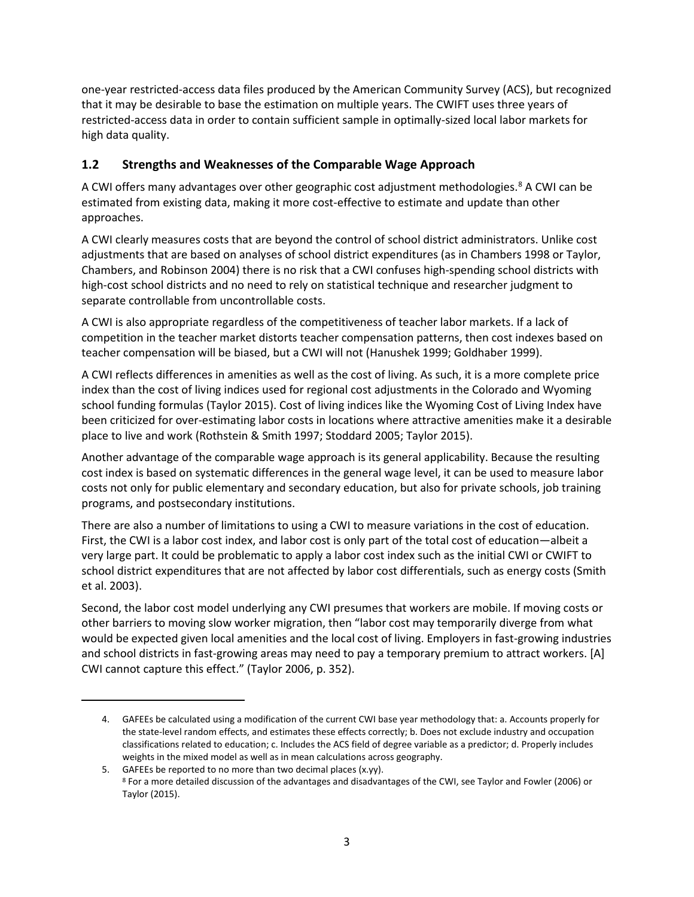one-year restricted-access data files produced by the American Community Survey (ACS), but recognized that it may be desirable to base the estimation on multiple years. The CWIFT uses three years of restricted-access data in order to contain sufficient sample in optimally-sized local labor markets for high data quality.

## 1.2 Strengths and Weaknesses of the Comparable Wage Approach

A CWI offers many advantages over other geographic cost adjustment methodologies.[8] A CWI can be estimated from existing data, making it more cost-effective to estimate and update than other approaches.

A CWI clearly measures costs that are beyond the control of school district administrators. Unlike cost adjustments that are based on analyses of school district expenditures (as in Chambers 1998 or Taylor, Chambers, and Robinson 2004) there is no risk that a CWI confuses high-spending school districts with high-cost school districts and no need to rely on statistical technique and researcher judgment to separate controllable from uncontrollable costs.

A CWI is also appropriate regardless of the competitiveness of teacher labor markets. If a lack of competition in the teacher market distorts teacher compensation patterns, then cost indexes based on teacher compensation will be biased, but a CWI will not (Hanushek 1999; Goldhaber 1999).

A CWI reflects differences in amenities as well as the cost of living. As such, it is a more complete price index than the cost of living indices used for regional cost adjustments in the Colorado and Wyoming school funding formulas (Taylor 2015). Cost of living indices like the Wyoming Cost of Living Index have been criticized for over-estimating labor costs in locations where attractive amenities make it a desirable place to live and work (Rothstein & Smith 1997; Stoddard 2005; Taylor 2015).

Another advantage of the comparable wage approach is its general applicability. Because the resulting cost index is based on systematic differences in the general wage level, it can be used to measure labor costs not only for public elementary and secondary education, but also for private schools, job training programs, and postsecondary institutions.

There are also a number of limitations to using a CWI to measure variations in the cost of education. First, the CWI is a labor cost index, and labor cost is only part of the total cost of education—albeit a very large part. It could be problematic to apply a labor cost index such as the initial CWI or CWIFT to school district expenditures that are not affected by labor cost differentials, such as energy costs (Smith et al. 2003).

Second, the labor cost model underlying any CWI presumes that workers are mobile. If moving costs or other barriers to moving slow worker migration, then "labor cost may temporarily diverge from what would be expected given local amenities and the local cost of living. Employers in fast-growing industries and school districts in fast-growing areas may need to pay a temporary premium to attract workers. [A] CWI cannot capture this effect." (Taylor 2006, p. 352).

---

4. GAFEEs be calculated using a modification of the current CWI base year methodology that: a. Accounts properly for the state-level random effects, and estimates these effects correctly; b. Does not exclude industry and occupation classifications related to education; c. Includes the ACS field of degree variable as a predictor; d. Properly includes weights in the mixed model as well as in mean calculations across geography.
5. GAFEEs be reported to no more than two decimal places (x.yy).

[8] For a more detailed discussion of the advantages and disadvantages of the CWI, see Taylor and Fowler (2006) or Taylor (2015).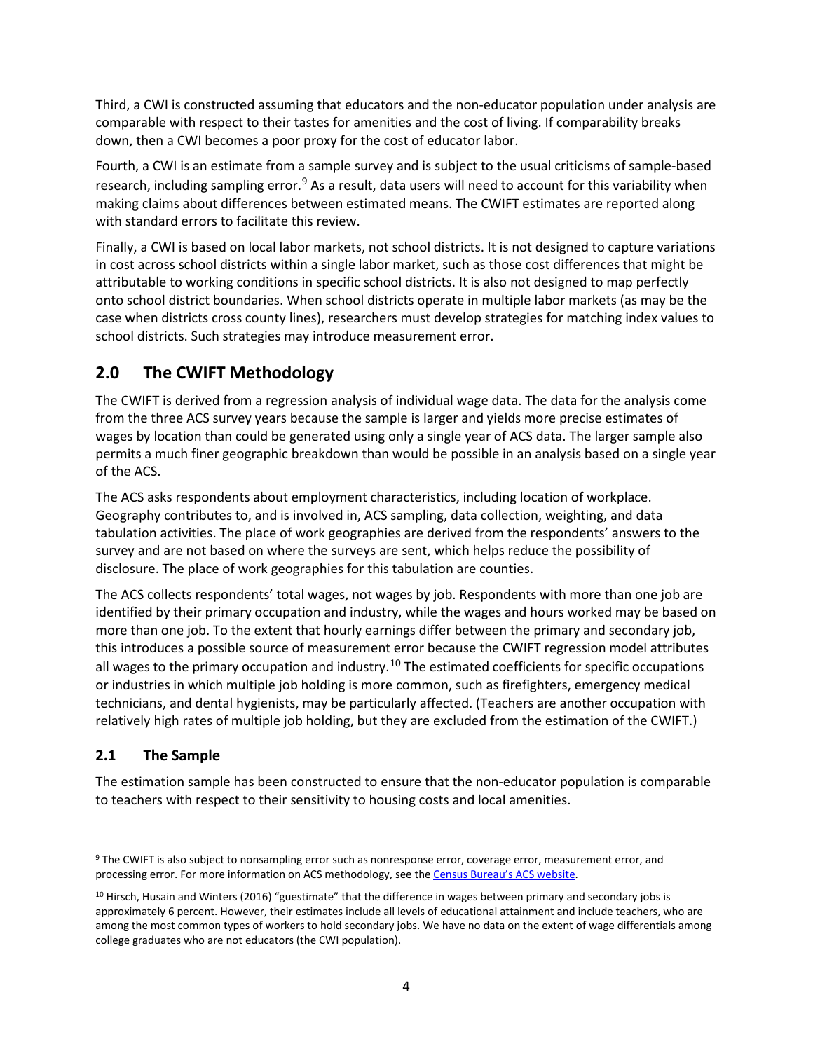Third, a CWI is constructed assuming that educators and the non-educator population under analysis are comparable with respect to their tastes for amenities and the cost of living. If comparability breaks down, then a CWI becomes a poor proxy for the cost of educator labor.

Fourth, a CWI is an estimate from a sample survey and is subject to the usual criticisms of sample-based research, including sampling error.[9] As a result, data users will need to account for this variability when making claims about differences between estimated means. The CWIFT estimates are reported along with standard errors to facilitate this review.

Finally, a CWI is based on local labor markets, not school districts. It is not designed to capture variations in cost across school districts within a single labor market, such as those cost differences that might be attributable to working conditions in specific school districts. It is also not designed to map perfectly onto school district boundaries. When school districts operate in multiple labor markets (as may be the case when districts cross county lines), researchers must develop strategies for matching index values to school districts. Such strategies may introduce measurement error.

## 2.0 The CWIFT Methodology

The CWIFT is derived from a regression analysis of individual wage data. The data for the analysis come from the three ACS survey years because the sample is larger and yields more precise estimates of wages by location than could be generated using only a single year of ACS data. The larger sample also permits a much finer geographic breakdown than would be possible in an analysis based on a single year of the ACS.

The ACS asks respondents about employment characteristics, including location of workplace. Geography contributes to, and is involved in, ACS sampling, data collection, weighting, and data tabulation activities. The place of work geographies are derived from the respondents' answers to the survey and are not based on where the surveys are sent, which helps reduce the possibility of disclosure. The place of work geographies for this tabulation are counties.

The ACS collects respondents' total wages, not wages by job. Respondents with more than one job are identified by their primary occupation and industry, while the wages and hours worked may be based on more than one job. To the extent that hourly earnings differ between the primary and secondary job, this introduces a possible source of measurement error because the CWIFT regression model attributes all wages to the primary occupation and industry.[10] The estimated coefficients for specific occupations or industries in which multiple job holding is more common, such as firefighters, emergency medical technicians, and dental hygienists, may be particularly affected. (Teachers are another occupation with relatively high rates of multiple job holding, but they are excluded from the estimation of the CWIFT.)

### 2.1 The Sample

The estimation sample has been constructed to ensure that the non-educator population is comparable to teachers with respect to their sensitivity to housing costs and local amenities.

---

[9] The CWIFT is also subject to nonsampling error such as nonresponse error, coverage error, measurement error, and processing error. For more information on ACS methodology, see the Census Bureau's ACS website.

[10] Hirsch, Husain and Winters (2016) "guestimate" that the difference in wages between primary and secondary jobs is approximately 6 percent. However, their estimates include all levels of educational attainment and include teachers, who are among the most common types of workers to hold secondary jobs. We have no data on the extent of wage differentials among college graduates who are not educators (the CWI population).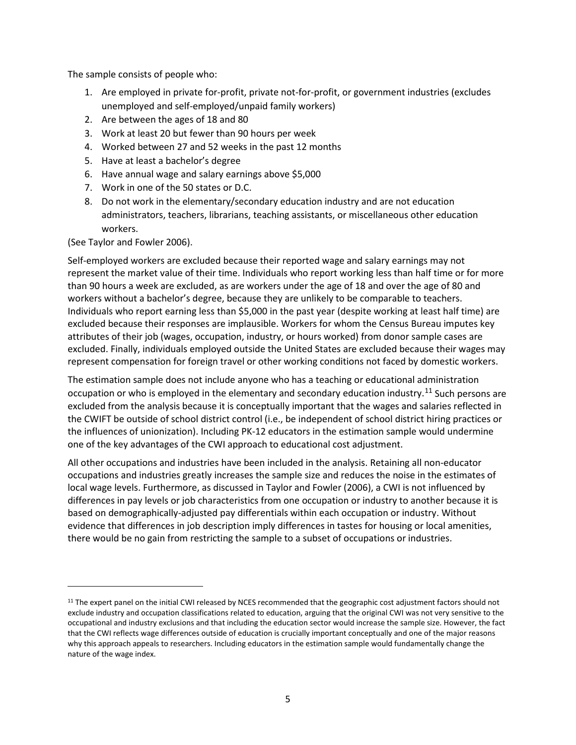The sample consists of people who:

1. Are employed in private for-profit, private not-for-profit, or government industries (excludes unemployed and self-employed/unpaid family workers)
2. Are between the ages of 18 and 80
3. Work at least 20 but fewer than 90 hours per week
4. Worked between 27 and 52 weeks in the past 12 months
5. Have at least a bachelor's degree
6. Have annual wage and salary earnings above $5,000
7. Work in one of the 50 states or D.C.
8. Do not work in the elementary/secondary education industry and are not education administrators, teachers, librarians, teaching assistants, or miscellaneous other education workers.

(See Taylor and Fowler 2006).

Self-employed workers are excluded because their reported wage and salary earnings may not represent the market value of their time. Individuals who report working less than half time or for more than 90 hours a week are excluded, as are workers under the age of 18 and over the age of 80 and workers without a bachelor's degree, because they are unlikely to be comparable to teachers. Individuals who report earning less than $5,000 in the past year (despite working at least half time) are excluded because their responses are implausible. Workers for whom the Census Bureau imputes key attributes of their job (wages, occupation, industry, or hours worked) from donor sample cases are excluded. Finally, individuals employed outside the United States are excluded because their wages may represent compensation for foreign travel or other working conditions not faced by domestic workers.

The estimation sample does not include anyone who has a teaching or educational administration occupation or who is employed in the elementary and secondary education industry.[11] Such persons are excluded from the analysis because it is conceptually important that the wages and salaries reflected in the CWIFT be outside of school district control (i.e., be independent of school district hiring practices or the influences of unionization). Including PK-12 educators in the estimation sample would undermine one of the key advantages of the CWI approach to educational cost adjustment.

All other occupations and industries have been included in the analysis. Retaining all non-educator occupations and industries greatly increases the sample size and reduces the noise in the estimates of local wage levels. Furthermore, as discussed in Taylor and Fowler (2006), a CWI is not influenced by differences in pay levels or job characteristics from one occupation or industry to another because it is based on demographically-adjusted pay differentials within each occupation or industry. Without evidence that differences in job description imply differences in tastes for housing or local amenities, there would be no gain from restricting the sample to a subset of occupations or industries.

[11] The expert panel on the initial CWI released by NCES recommended that the geographic cost adjustment factors should not exclude industry and occupation classifications related to education, arguing that the original CWI was not very sensitive to the occupational and industry exclusions and that including the education sector would increase the sample size. However, the fact that the CWI reflects wage differences outside of education is crucially important conceptually and one of the major reasons why this approach appeals to researchers. Including educators in the estimation sample would fundamentally change the nature of the wage index.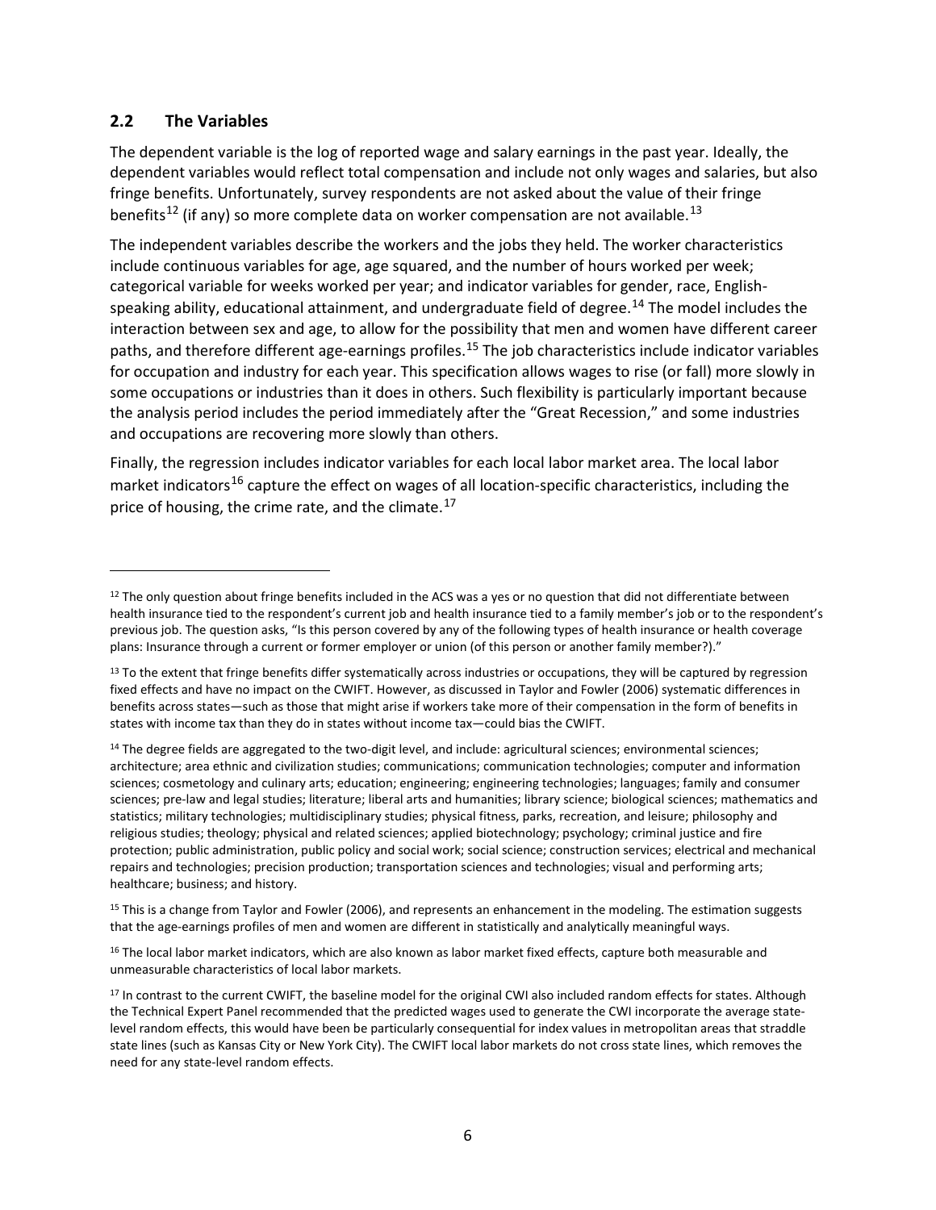## 2.2 The Variables

The dependent variable is the log of reported wage and salary earnings in the past year. Ideally, the dependent variables would reflect total compensation and include not only wages and salaries, but also fringe benefits. Unfortunately, survey respondents are not asked about the value of their fringe benefits[12] (if any) so more complete data on worker compensation are not available.[13]

The independent variables describe the workers and the jobs they held. The worker characteristics include continuous variables for age, age squared, and the number of hours worked per week; categorical variable for weeks worked per year; and indicator variables for gender, race, English-speaking ability, educational attainment, and undergraduate field of degree.[14] The model includes the interaction between sex and age, to allow for the possibility that men and women have different career paths, and therefore different age-earnings profiles.[15] The job characteristics include indicator variables for occupation and industry for each year. This specification allows wages to rise (or fall) more slowly in some occupations or industries than it does in others. Such flexibility is particularly important because the analysis period includes the period immediately after the "Great Recession," and some industries and occupations are recovering more slowly than others.

Finally, the regression includes indicator variables for each local labor market area. The local labor market indicators[16] capture the effect on wages of all location-specific characteristics, including the price of housing, the crime rate, and the climate.[17]

---

[12] The only question about fringe benefits included in the ACS was a yes or no question that did not differentiate between health insurance tied to the respondent's current job and health insurance tied to a family member's job or to the respondent's previous job. The question asks, "Is this person covered by any of the following types of health insurance or health coverage plans: Insurance through a current or former employer or union (of this person or another family member?)."

[13] To the extent that fringe benefits differ systematically across industries or occupations, they will be captured by regression fixed effects and have no impact on the CWIFT. However, as discussed in Taylor and Fowler (2006) systematic differences in benefits across states—such as those that might arise if workers take more of their compensation in the form of benefits in states with income tax than they do in states without income tax—could bias the CWIFT.

[14] The degree fields are aggregated to the two-digit level, and include: agricultural sciences; environmental sciences; architecture; area ethnic and civilization studies; communications; communication technologies; computer and information sciences; cosmetology and culinary arts; education; engineering; engineering technologies; languages; family and consumer sciences; pre-law and legal studies; literature; liberal arts and humanities; library science; biological sciences; mathematics and statistics; military technologies; multidisciplinary studies; physical fitness, parks, recreation, and leisure; philosophy and religious studies; theology; physical and related sciences; applied biotechnology; psychology; criminal justice and fire protection; public administration, public policy and social work; social science; construction services; electrical and mechanical repairs and technologies; precision production; transportation sciences and technologies; visual and performing arts; healthcare; business; and history.

[15] This is a change from Taylor and Fowler (2006), and represents an enhancement in the modeling. The estimation suggests that the age-earnings profiles of men and women are different in statistically and analytically meaningful ways.

[16] The local labor market indicators, which are also known as labor market fixed effects, capture both measurable and unmeasurable characteristics of local labor markets.

[17] In contrast to the current CWIFT, the baseline model for the original CWI also included random effects for states. Although the Technical Expert Panel recommended that the predicted wages used to generate the CWI incorporate the average state-level random effects, this would have been be particularly consequential for index values in metropolitan areas that straddle state lines (such as Kansas City or New York City). The CWIFT local labor markets do not cross state lines, which removes the need for any state-level random effects.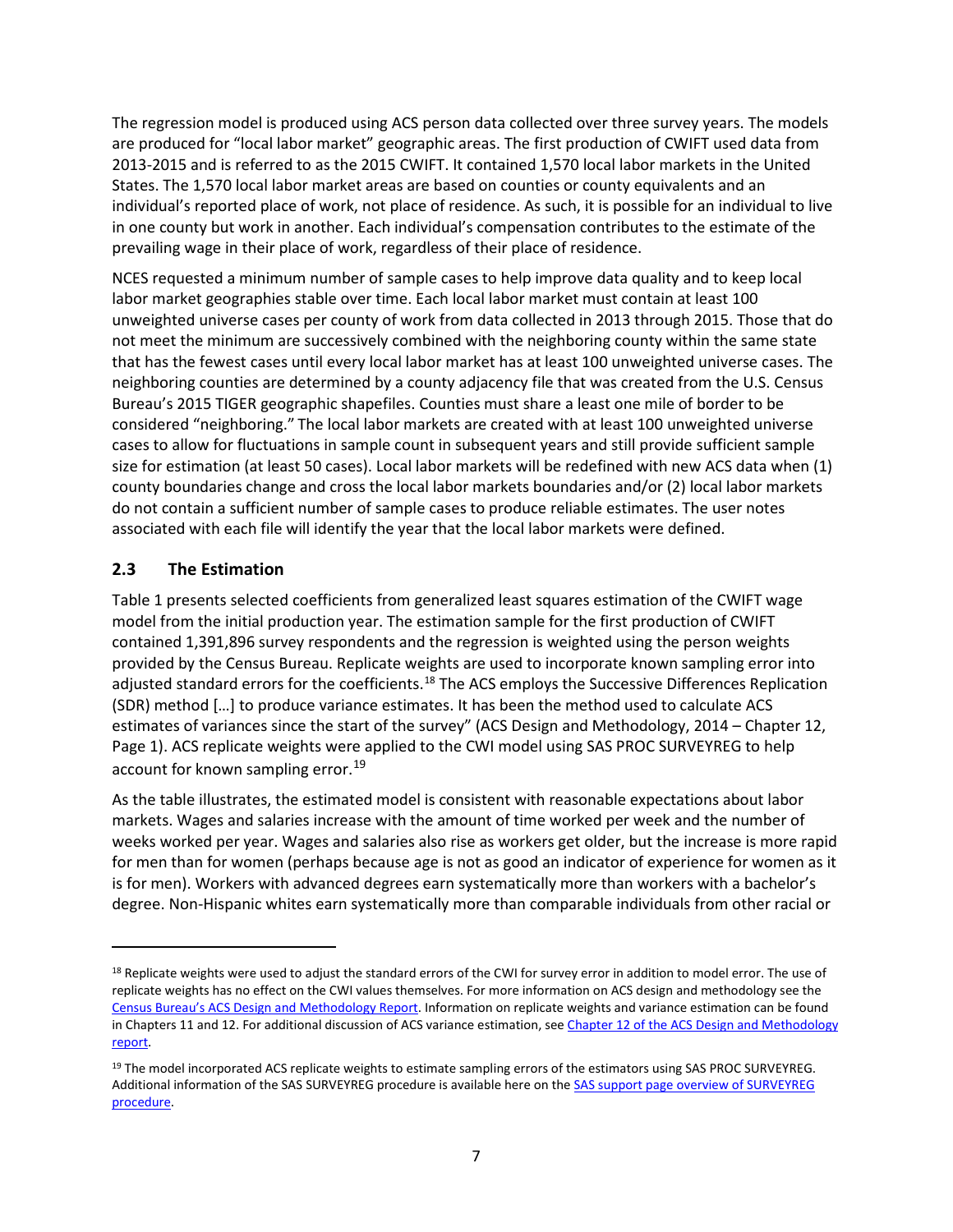The regression model is produced using ACS person data collected over three survey years. The models are produced for "local labor market" geographic areas. The first production of CWIFT used data from 2013-2015 and is referred to as the 2015 CWIFT. It contained 1,570 local labor markets in the United States. The 1,570 local labor market areas are based on counties or county equivalents and an individual's reported place of work, not place of residence. As such, it is possible for an individual to live in one county but work in another. Each individual's compensation contributes to the estimate of the prevailing wage in their place of work, regardless of their place of residence.

NCES requested a minimum number of sample cases to help improve data quality and to keep local labor market geographies stable over time. Each local labor market must contain at least 100 unweighted universe cases per county of work from data collected in 2013 through 2015. Those that do not meet the minimum are successively combined with the neighboring county within the same state that has the fewest cases until every local labor market has at least 100 unweighted universe cases. The neighboring counties are determined by a county adjacency file that was created from the U.S. Census Bureau's 2015 TIGER geographic shapefiles. Counties must share a least one mile of border to be considered "neighboring." The local labor markets are created with at least 100 unweighted universe cases to allow for fluctuations in sample count in subsequent years and still provide sufficient sample size for estimation (at least 50 cases). Local labor markets will be redefined with new ACS data when (1) county boundaries change and cross the local labor markets boundaries and/or (2) local labor markets do not contain a sufficient number of sample cases to produce reliable estimates. The user notes associated with each file will identify the year that the local labor markets were defined.

## 2.3 The Estimation

Table 1 presents selected coefficients from generalized least squares estimation of the CWIFT wage model from the initial production year. The estimation sample for the first production of CWIFT contained 1,391,896 survey respondents and the regression is weighted using the person weights provided by the Census Bureau. Replicate weights are used to incorporate known sampling error into adjusted standard errors for the coefficients.[18] The ACS employs the Successive Differences Replication (SDR) method […] to produce variance estimates. It has been the method used to calculate ACS estimates of variances since the start of the survey" (ACS Design and Methodology, 2014 – Chapter 12, Page 1). ACS replicate weights were applied to the CWI model using SAS PROC SURVEYREG to help account for known sampling error.[19]

As the table illustrates, the estimated model is consistent with reasonable expectations about labor markets. Wages and salaries increase with the amount of time worked per week and the number of weeks worked per year. Wages and salaries also rise as workers get older, but the increase is more rapid for men than for women (perhaps because age is not as good an indicator of experience for women as it is for men). Workers with advanced degrees earn systematically more than workers with a bachelor's degree. Non-Hispanic whites earn systematically more than comparable individuals from other racial or

---

[18] Replicate weights were used to adjust the standard errors of the CWI for survey error in addition to model error. The use of replicate weights has no effect on the CWI values themselves. For more information on ACS design and methodology see the Census Bureau's ACS Design and Methodology Report. Information on replicate weights and variance estimation can be found in Chapters 11 and 12. For additional discussion of ACS variance estimation, see Chapter 12 of the ACS Design and Methodology report.

[19] The model incorporated ACS replicate weights to estimate sampling errors of the estimators using SAS PROC SURVEYREG. Additional information of the SAS SURVEYREG procedure is available here on the SAS support page overview of SURVEYREG procedure.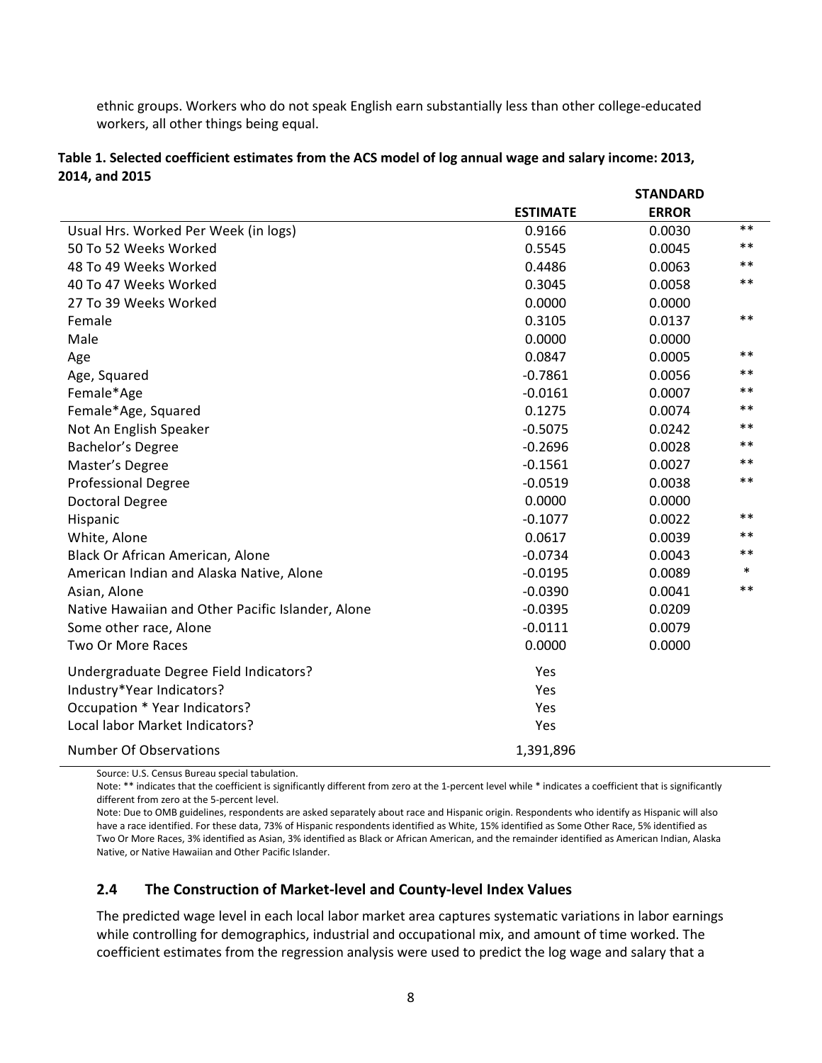ethnic groups. Workers who do not speak English earn substantially less than other college-educated workers, all other things being equal.

**Table 1. Selected coefficient estimates from the ACS model of log annual wage and salary income: 2013, 2014, and 2015**

| | ESTIMATE | STANDARD ERROR | |
|---|---|---|---|
| Usual Hrs. Worked Per Week (in logs) | 0.9166 | 0.0030 | ** |
| 50 To 52 Weeks Worked | 0.5545 | 0.0045 | ** |
| 48 To 49 Weeks Worked | 0.4486 | 0.0063 | ** |
| 40 To 47 Weeks Worked | 0.3045 | 0.0058 | ** |
| 27 To 39 Weeks Worked | 0.0000 | 0.0000 | |
| Female | 0.3105 | 0.0137 | ** |
| Male | 0.0000 | 0.0000 | |
| Age | 0.0847 | 0.0005 | ** |
| Age, Squared | -0.7861 | 0.0056 | ** |
| Female*Age | -0.0161 | 0.0007 | ** |
| Female*Age, Squared | 0.1275 | 0.0074 | ** |
| Not An English Speaker | -0.5075 | 0.0242 | ** |
| Bachelor's Degree | -0.2696 | 0.0028 | ** |
| Master's Degree | -0.1561 | 0.0027 | ** |
| Professional Degree | -0.0519 | 0.0038 | ** |
| Doctoral Degree | 0.0000 | 0.0000 | |
| Hispanic | -0.1077 | 0.0022 | ** |
| White, Alone | 0.0617 | 0.0039 | ** |
| Black Or African American, Alone | -0.0734 | 0.0043 | ** |
| American Indian and Alaska Native, Alone | -0.0195 | 0.0089 | * |
| Asian, Alone | -0.0390 | 0.0041 | ** |
| Native Hawaiian and Other Pacific Islander, Alone | -0.0395 | 0.0209 | |
| Some other race, Alone | -0.0111 | 0.0079 | |
| Two Or More Races | 0.0000 | 0.0000 | |
| Undergraduate Degree Field Indicators? | Yes | | |
| Industry*Year Indicators? | Yes | | |
| Occupation * Year Indicators? | Yes | | |
| Local labor Market Indicators? | Yes | | |
| Number Of Observations | 1,391,896 | | |

Source: U.S. Census Bureau special tabulation.

Note: ** indicates that the coefficient is significantly different from zero at the 1-percent level while * indicates a coefficient that is significantly different from zero at the 5-percent level.

Note: Due to OMB guidelines, respondents are asked separately about race and Hispanic origin. Respondents who identify as Hispanic will also have a race identified. For these data, 73% of Hispanic respondents identified as White, 15% identified as Some Other Race, 5% identified as Two Or More Races, 3% identified as Asian, 3% identified as Black or African American, and the remainder identified as American Indian, Alaska Native, or Native Hawaiian and Other Pacific Islander.

## 2.4 The Construction of Market-level and County-level Index Values

The predicted wage level in each local labor market area captures systematic variations in labor earnings while controlling for demographics, industrial and occupational mix, and amount of time worked. The coefficient estimates from the regression analysis were used to predict the log wage and salary that a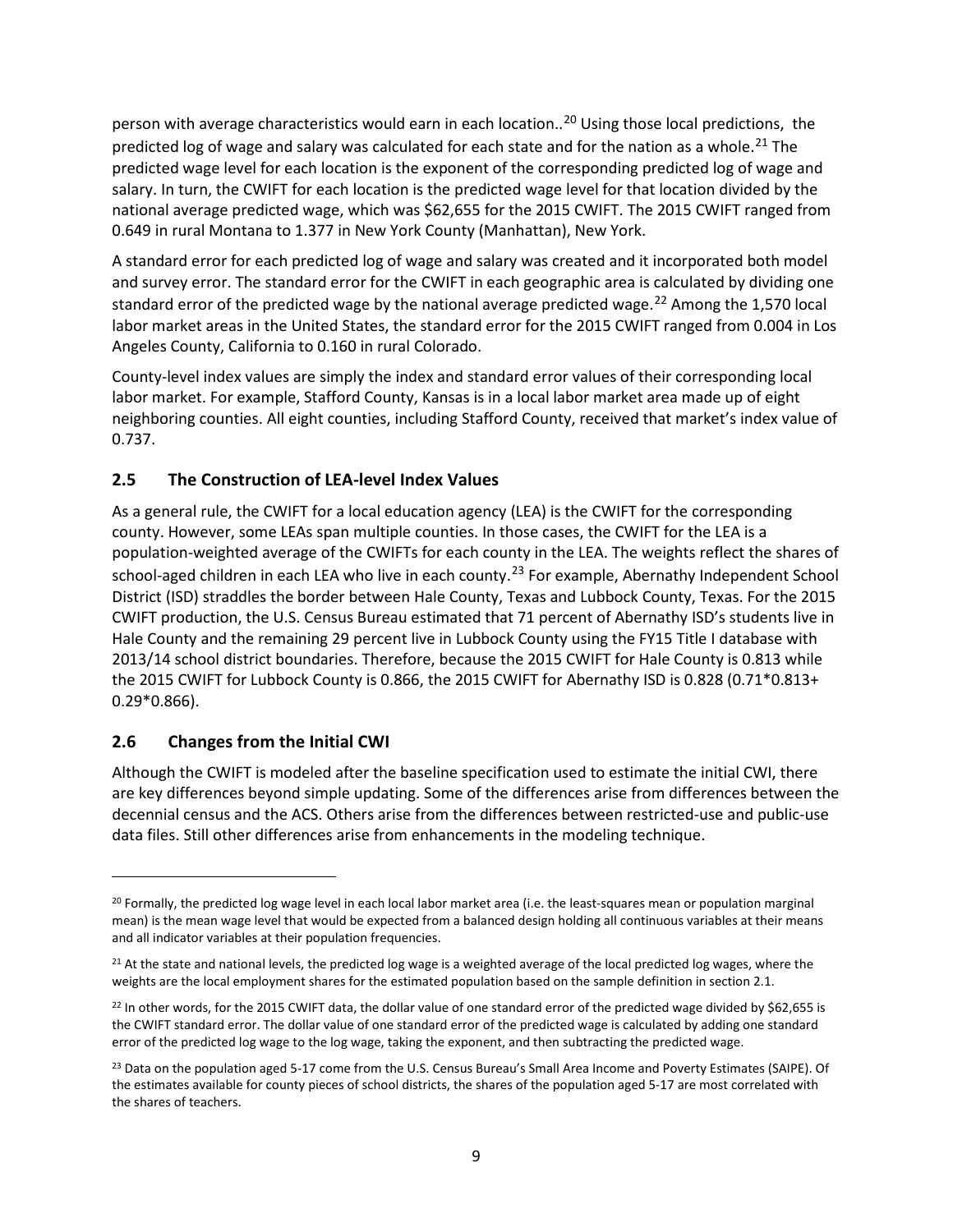person with average characteristics would earn in each location..[20] Using those local predictions, the predicted log of wage and salary was calculated for each state and for the nation as a whole.[21] The predicted wage level for each location is the exponent of the corresponding predicted log of wage and salary. In turn, the CWIFT for each location is the predicted wage level for that location divided by the national average predicted wage, which was $62,655 for the 2015 CWIFT. The 2015 CWIFT ranged from 0.649 in rural Montana to 1.377 in New York County (Manhattan), New York.

A standard error for each predicted log of wage and salary was created and it incorporated both model and survey error. The standard error for the CWIFT in each geographic area is calculated by dividing one standard error of the predicted wage by the national average predicted wage.[22] Among the 1,570 local labor market areas in the United States, the standard error for the 2015 CWIFT ranged from 0.004 in Los Angeles County, California to 0.160 in rural Colorado.

County-level index values are simply the index and standard error values of their corresponding local labor market. For example, Stafford County, Kansas is in a local labor market area made up of eight neighboring counties. All eight counties, including Stafford County, received that market's index value of 0.737.

## 2.5 The Construction of LEA-level Index Values

As a general rule, the CWIFT for a local education agency (LEA) is the CWIFT for the corresponding county. However, some LEAs span multiple counties. In those cases, the CWIFT for the LEA is a population-weighted average of the CWIFTs for each county in the LEA. The weights reflect the shares of school-aged children in each LEA who live in each county.[23] For example, Abernathy Independent School District (ISD) straddles the border between Hale County, Texas and Lubbock County, Texas. For the 2015 CWIFT production, the U.S. Census Bureau estimated that 71 percent of Abernathy ISD's students live in Hale County and the remaining 29 percent live in Lubbock County using the FY15 Title I database with 2013/14 school district boundaries. Therefore, because the 2015 CWIFT for Hale County is 0.813 while the 2015 CWIFT for Lubbock County is 0.866, the 2015 CWIFT for Abernathy ISD is 0.828 (0.71*0.813+ 0.29*0.866).

## 2.6 Changes from the Initial CWI

Although the CWIFT is modeled after the baseline specification used to estimate the initial CWI, there are key differences beyond simple updating. Some of the differences arise from differences between the decennial census and the ACS. Others arise from the differences between restricted-use and public-use data files. Still other differences arise from enhancements in the modeling technique.

---

[20] Formally, the predicted log wage level in each local labor market area (i.e. the least-squares mean or population marginal mean) is the mean wage level that would be expected from a balanced design holding all continuous variables at their means and all indicator variables at their population frequencies.

[21] At the state and national levels, the predicted log wage is a weighted average of the local predicted log wages, where the weights are the local employment shares for the estimated population based on the sample definition in section 2.1.

[22] In other words, for the 2015 CWIFT data, the dollar value of one standard error of the predicted wage divided by $62,655 is the CWIFT standard error. The dollar value of one standard error of the predicted wage is calculated by adding one standard error of the predicted log wage to the log wage, taking the exponent, and then subtracting the predicted wage.

[23] Data on the population aged 5-17 come from the U.S. Census Bureau's Small Area Income and Poverty Estimates (SAIPE). Of the estimates available for county pieces of school districts, the shares of the population aged 5-17 are most correlated with the shares of teachers.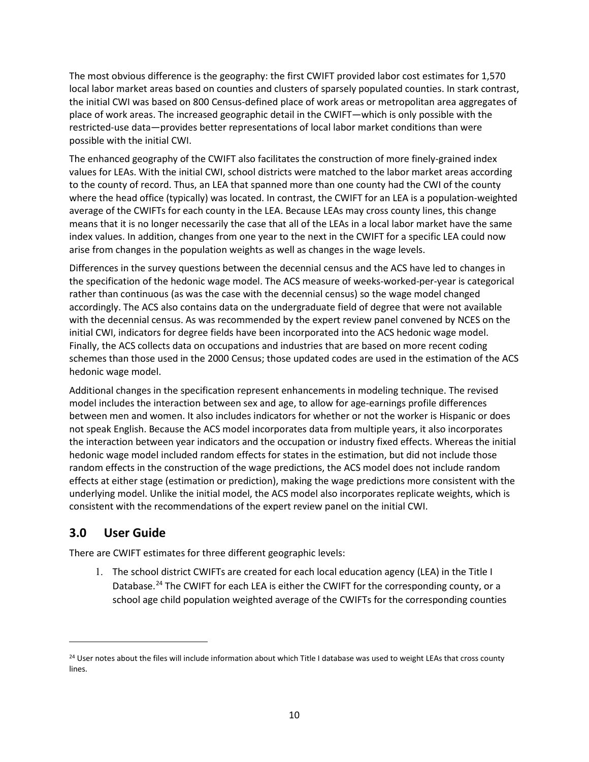The most obvious difference is the geography: the first CWIFT provided labor cost estimates for 1,570 local labor market areas based on counties and clusters of sparsely populated counties. In stark contrast, the initial CWI was based on 800 Census-defined place of work areas or metropolitan area aggregates of place of work areas. The increased geographic detail in the CWIFT—which is only possible with the restricted-use data—provides better representations of local labor market conditions than were possible with the initial CWI.

The enhanced geography of the CWIFT also facilitates the construction of more finely-grained index values for LEAs. With the initial CWI, school districts were matched to the labor market areas according to the county of record. Thus, an LEA that spanned more than one county had the CWI of the county where the head office (typically) was located. In contrast, the CWIFT for an LEA is a population-weighted average of the CWIFTs for each county in the LEA. Because LEAs may cross county lines, this change means that it is no longer necessarily the case that all of the LEAs in a local labor market have the same index values. In addition, changes from one year to the next in the CWIFT for a specific LEA could now arise from changes in the population weights as well as changes in the wage levels.

Differences in the survey questions between the decennial census and the ACS have led to changes in the specification of the hedonic wage model. The ACS measure of weeks-worked-per-year is categorical rather than continuous (as was the case with the decennial census) so the wage model changed accordingly. The ACS also contains data on the undergraduate field of degree that were not available with the decennial census. As was recommended by the expert review panel convened by NCES on the initial CWI, indicators for degree fields have been incorporated into the ACS hedonic wage model. Finally, the ACS collects data on occupations and industries that are based on more recent coding schemes than those used in the 2000 Census; those updated codes are used in the estimation of the ACS hedonic wage model.

Additional changes in the specification represent enhancements in modeling technique. The revised model includes the interaction between sex and age, to allow for age-earnings profile differences between men and women. It also includes indicators for whether or not the worker is Hispanic or does not speak English. Because the ACS model incorporates data from multiple years, it also incorporates the interaction between year indicators and the occupation or industry fixed effects. Whereas the initial hedonic wage model included random effects for states in the estimation, but did not include those random effects in the construction of the wage predictions, the ACS model does not include random effects at either stage (estimation or prediction), making the wage predictions more consistent with the underlying model. Unlike the initial model, the ACS model also incorporates replicate weights, which is consistent with the recommendations of the expert review panel on the initial CWI.

## 3.0 User Guide

There are CWIFT estimates for three different geographic levels:

1. The school district CWIFTs are created for each local education agency (LEA) in the Title I Database.[24] The CWIFT for each LEA is either the CWIFT for the corresponding county, or a school age child population weighted average of the CWIFTs for the corresponding counties

---

[24] User notes about the files will include information about which Title I database was used to weight LEAs that cross county lines.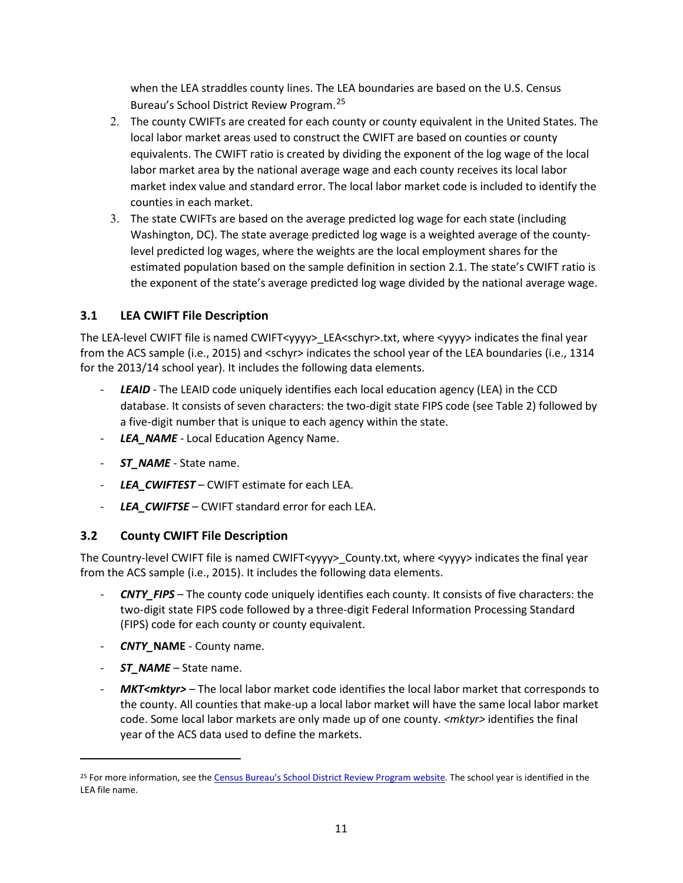when the LEA straddles county lines. The LEA boundaries are based on the U.S. Census Bureau's School District Review Program.[25]

2. The county CWIFTs are created for each county or county equivalent in the United States. The local labor market areas used to construct the CWIFT are based on counties or county equivalents. The CWIFT ratio is created by dividing the exponent of the log wage of the local labor market area by the national average wage and each county receives its local labor market index value and standard error. The local labor market code is included to identify the counties in each market.
3. The state CWIFTs are based on the average predicted log wage for each state (including Washington, DC). The state average predicted log wage is a weighted average of the county-level predicted log wages, where the weights are the local employment shares for the estimated population based on the sample definition in section 2.1. The state's CWIFT ratio is the exponent of the state's average predicted log wage divided by the national average wage.

## 3.1 LEA CWIFT File Description

The LEA-level CWIFT file is named CWIFT<yyyy>_LEA<schyr>.txt, where <yyyy> indicates the final year from the ACS sample (i.e., 2015) and <schyr> indicates the school year of the LEA boundaries (i.e., 1314 for the 2013/14 school year). It includes the following data elements.

- ***LEAID*** - The LEAID code uniquely identifies each local education agency (LEA) in the CCD database. It consists of seven characters: the two-digit state FIPS code (see Table 2) followed by a five-digit number that is unique to each agency within the state.
- ***LEA_NAME*** - Local Education Agency Name.
- ***ST_NAME*** - State name.
- ***LEA_CWIFTEST*** – CWIFT estimate for each LEA.
- ***LEA_CWIFTSE*** – CWIFT standard error for each LEA.

## 3.2 County CWIFT File Description

The Country-level CWIFT file is named CWIFT<yyyy>_County.txt, where <yyyy> indicates the final year from the ACS sample (i.e., 2015). It includes the following data elements.

- ***CNTY_FIPS*** – The county code uniquely identifies each county. It consists of five characters: the two-digit state FIPS code followed by a three-digit Federal Information Processing Standard (FIPS) code for each county or county equivalent.
- ***CNTY_*NAME** - County name.
- ***ST_NAME*** – State name.
- ***MKT<mktyr>*** – The local labor market code identifies the local labor market that corresponds to the county. All counties that make-up a local labor market will have the same local labor market code. Some local labor markets are only made up of one county. *<mktyr>* identifies the final year of the ACS data used to define the markets.

[25] For more information, see the Census Bureau's School District Review Program website. The school year is identified in the LEA file name.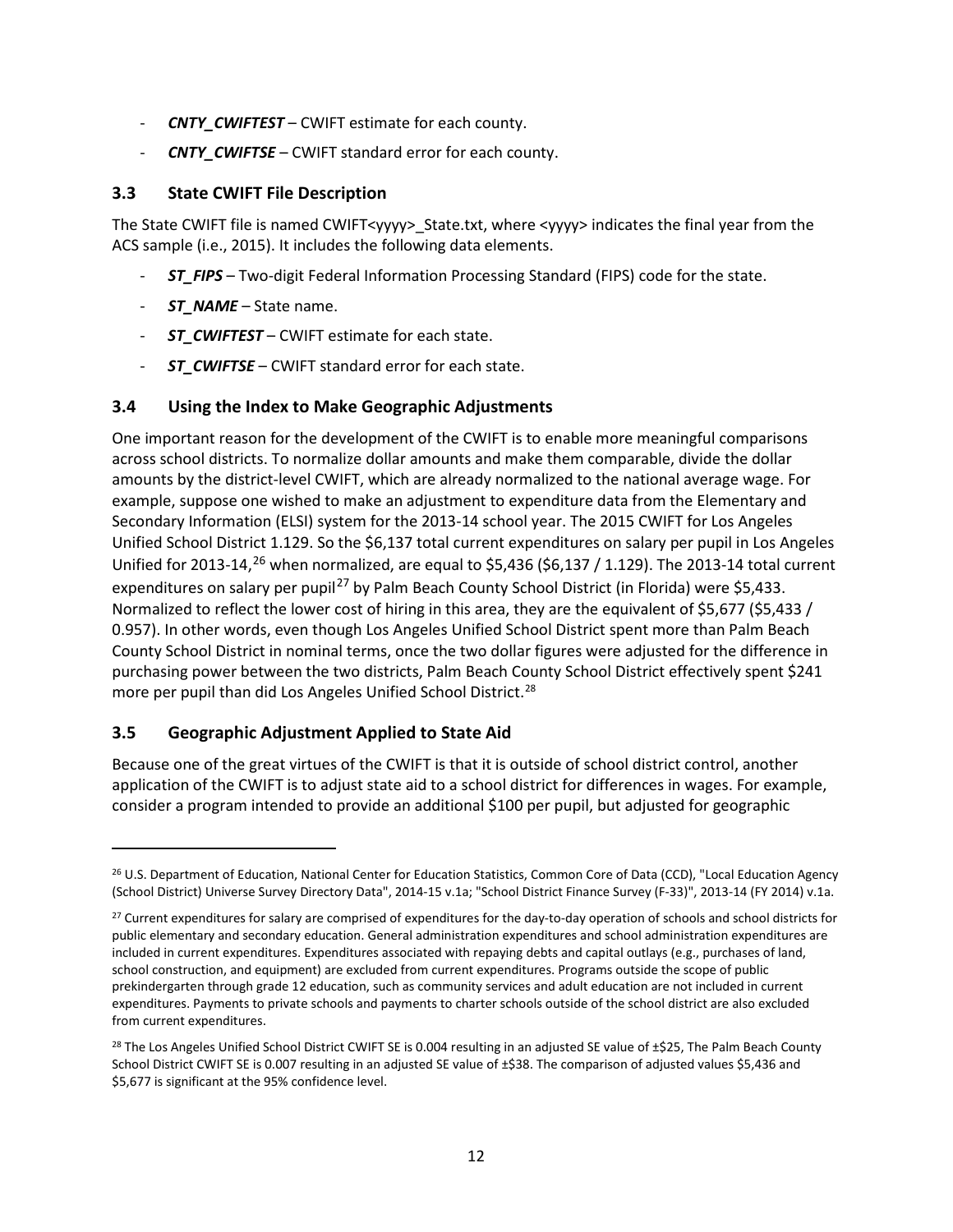- ***CNTY_CWIFTEST*** – CWIFT estimate for each county.
- ***CNTY_CWIFTSE*** – CWIFT standard error for each county.

### 3.3 State CWIFT File Description

The State CWIFT file is named CWIFT<yyyy>_State.txt, where <yyyy> indicates the final year from the ACS sample (i.e., 2015). It includes the following data elements.

- ***ST_FIPS*** – Two-digit Federal Information Processing Standard (FIPS) code for the state.
- ***ST_NAME*** – State name.
- ***ST_CWIFTEST*** – CWIFT estimate for each state.
- ***ST_CWIFTSE*** – CWIFT standard error for each state.

### 3.4 Using the Index to Make Geographic Adjustments

One important reason for the development of the CWIFT is to enable more meaningful comparisons across school districts. To normalize dollar amounts and make them comparable, divide the dollar amounts by the district-level CWIFT, which are already normalized to the national average wage. For example, suppose one wished to make an adjustment to expenditure data from the Elementary and Secondary Information (ELSI) system for the 2013-14 school year. The 2015 CWIFT for Los Angeles Unified School District 1.129. So the $6,137 total current expenditures on salary per pupil in Los Angeles Unified for 2013-14,[26] when normalized, are equal to $5,436 ($6,137 / 1.129). The 2013-14 total current expenditures on salary per pupil[27] by Palm Beach County School District (in Florida) were $5,433. Normalized to reflect the lower cost of hiring in this area, they are the equivalent of $5,677 ($5,433 / 0.957). In other words, even though Los Angeles Unified School District spent more than Palm Beach County School District in nominal terms, once the two dollar figures were adjusted for the difference in purchasing power between the two districts, Palm Beach County School District effectively spent $241 more per pupil than did Los Angeles Unified School District.[28]

### 3.5 Geographic Adjustment Applied to State Aid

Because one of the great virtues of the CWIFT is that it is outside of school district control, another application of the CWIFT is to adjust state aid to a school district for differences in wages. For example, consider a program intended to provide an additional $100 per pupil, but adjusted for geographic

---

[26] U.S. Department of Education, National Center for Education Statistics, Common Core of Data (CCD), "Local Education Agency (School District) Universe Survey Directory Data", 2014-15 v.1a; "School District Finance Survey (F-33)", 2013-14 (FY 2014) v.1a.

[27] Current expenditures for salary are comprised of expenditures for the day-to-day operation of schools and school districts for public elementary and secondary education. General administration expenditures and school administration expenditures are included in current expenditures. Expenditures associated with repaying debts and capital outlays (e.g., purchases of land, school construction, and equipment) are excluded from current expenditures. Programs outside the scope of public prekindergarten through grade 12 education, such as community services and adult education are not included in current expenditures. Payments to private schools and payments to charter schools outside of the school district are also excluded from current expenditures.

[28] The Los Angeles Unified School District CWIFT SE is 0.004 resulting in an adjusted SE value of ±$25, The Palm Beach County School District CWIFT SE is 0.007 resulting in an adjusted SE value of ±$38. The comparison of adjusted values $5,436 and $5,677 is significant at the 95% confidence level.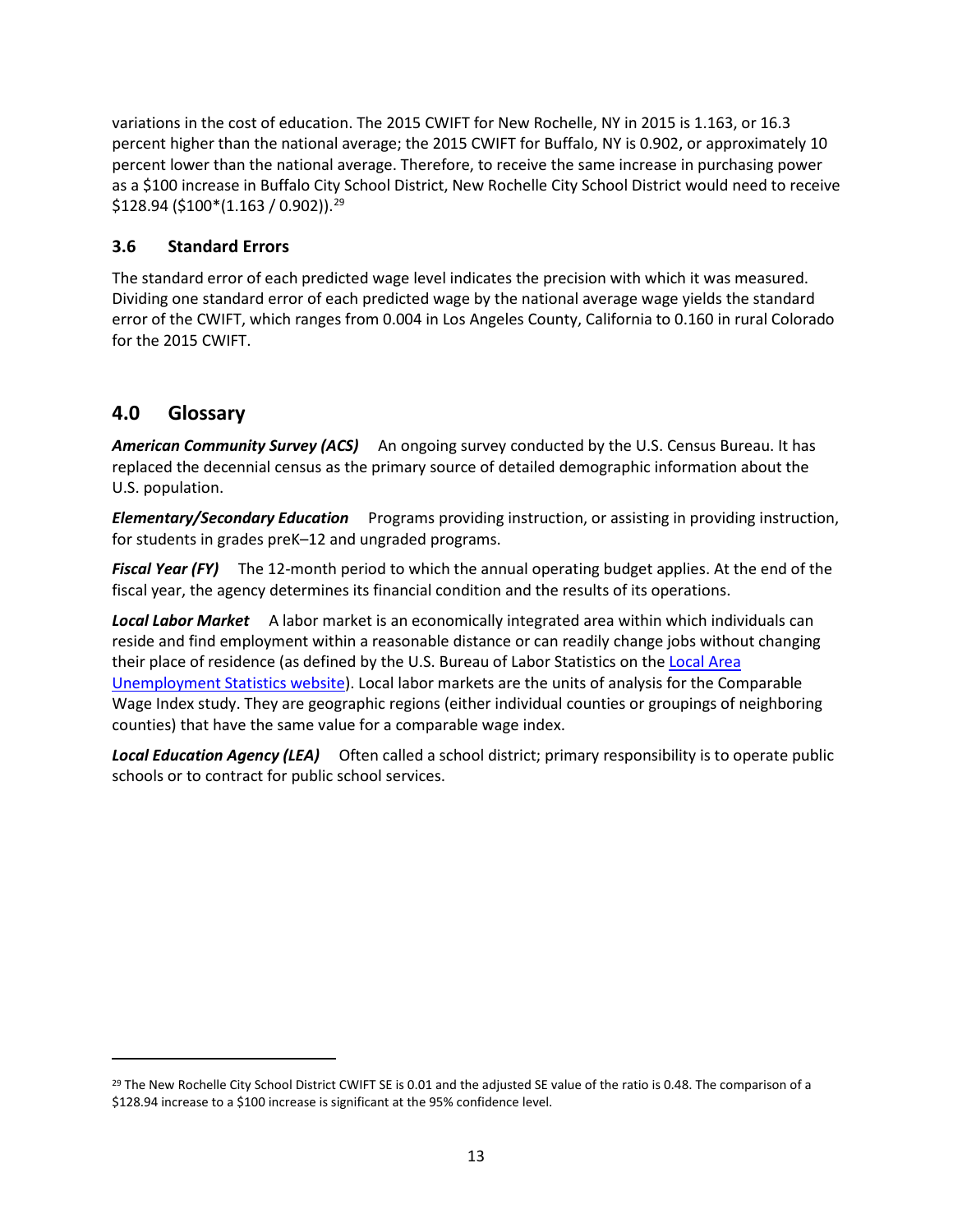variations in the cost of education. The 2015 CWIFT for New Rochelle, NY in 2015 is 1.163, or 16.3 percent higher than the national average; the 2015 CWIFT for Buffalo, NY is 0.902, or approximately 10 percent lower than the national average. Therefore, to receive the same increase in purchasing power as a $100 increase in Buffalo City School District, New Rochelle City School District would need to receive $128.94 ($100*(1.163 / 0.902)).[29]

### 3.6 Standard Errors

The standard error of each predicted wage level indicates the precision with which it was measured. Dividing one standard error of each predicted wage by the national average wage yields the standard error of the CWIFT, which ranges from 0.004 in Los Angeles County, California to 0.160 in rural Colorado for the 2015 CWIFT.

## 4.0 Glossary

***American Community Survey (ACS)*** An ongoing survey conducted by the U.S. Census Bureau. It has replaced the decennial census as the primary source of detailed demographic information about the U.S. population.

***Elementary/Secondary Education*** Programs providing instruction, or assisting in providing instruction, for students in grades preK–12 and ungraded programs.

***Fiscal Year (FY)*** The 12-month period to which the annual operating budget applies. At the end of the fiscal year, the agency determines its financial condition and the results of its operations.

***Local Labor Market*** A labor market is an economically integrated area within which individuals can reside and find employment within a reasonable distance or can readily change jobs without changing their place of residence (as defined by the U.S. Bureau of Labor Statistics on the Local Area Unemployment Statistics website). Local labor markets are the units of analysis for the Comparable Wage Index study. They are geographic regions (either individual counties or groupings of neighboring counties) that have the same value for a comparable wage index.

***Local Education Agency (LEA)*** Often called a school district; primary responsibility is to operate public schools or to contract for public school services.

---

[29] The New Rochelle City School District CWIFT SE is 0.01 and the adjusted SE value of the ratio is 0.48. The comparison of a $128.94 increase to a $100 increase is significant at the 95% confidence level.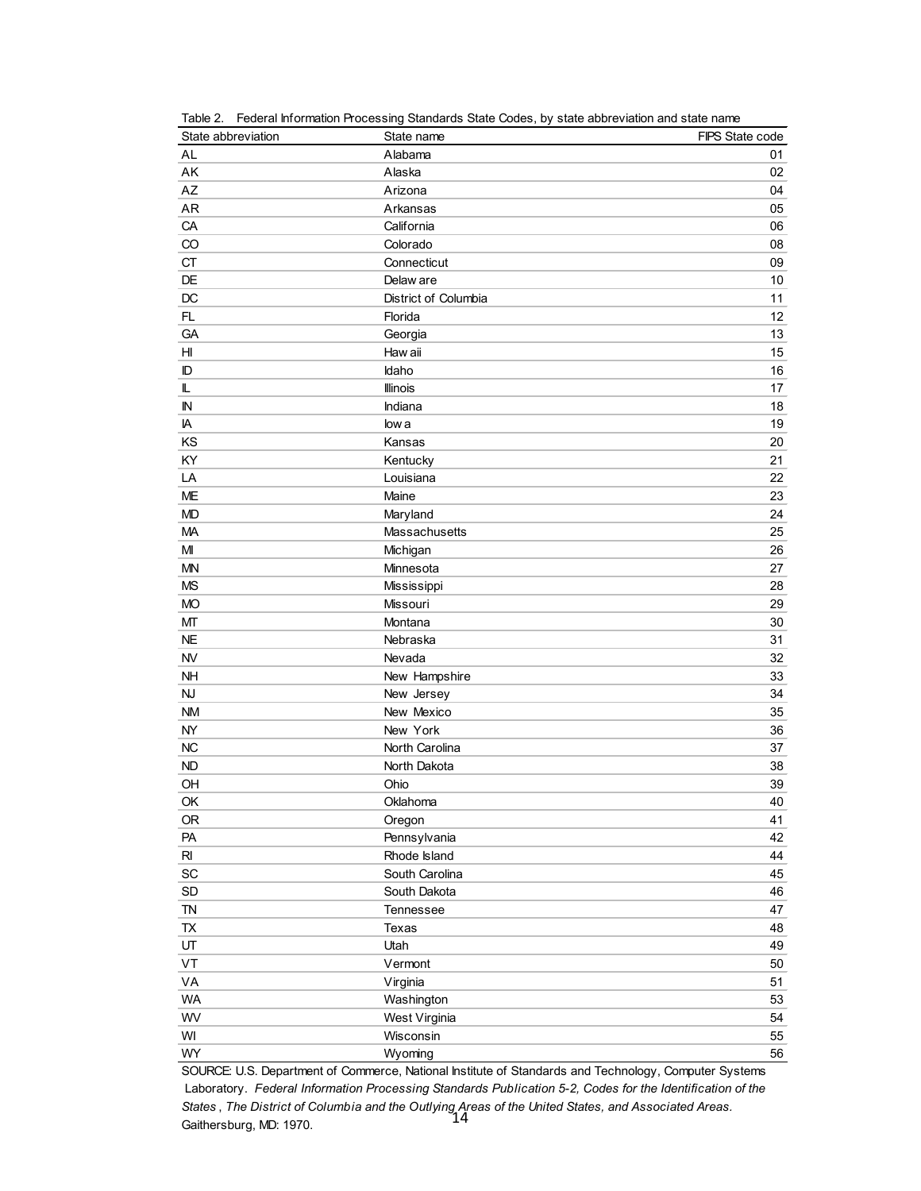Table 2. Federal Information Processing Standards State Codes, by state abbreviation and state name

| State abbreviation | State name | FIPS State code |
|---|---|---|
| AL | Alabama | 01 |
| AK | Alaska | 02 |
| AZ | Arizona | 04 |
| AR | Arkansas | 05 |
| CA | California | 06 |
| CO | Colorado | 08 |
| CT | Connecticut | 09 |
| DE | Delaware | 10 |
| DC | District of Columbia | 11 |
| FL | Florida | 12 |
| GA | Georgia | 13 |
| HI | Hawaii | 15 |
| ID | Idaho | 16 |
| IL | Illinois | 17 |
| IN | Indiana | 18 |
| IA | Iowa | 19 |
| KS | Kansas | 20 |
| KY | Kentucky | 21 |
| LA | Louisiana | 22 |
| ME | Maine | 23 |
| MD | Maryland | 24 |
| MA | Massachusetts | 25 |
| MI | Michigan | 26 |
| MN | Minnesota | 27 |
| MS | Mississippi | 28 |
| MO | Missouri | 29 |
| MT | Montana | 30 |
| NE | Nebraska | 31 |
| NV | Nevada | 32 |
| NH | New Hampshire | 33 |
| NJ | New Jersey | 34 |
| NM | New Mexico | 35 |
| NY | New York | 36 |
| NC | North Carolina | 37 |
| ND | North Dakota | 38 |
| OH | Ohio | 39 |
| OK | Oklahoma | 40 |
| OR | Oregon | 41 |
| PA | Pennsylvania | 42 |
| RI | Rhode Island | 44 |
| SC | South Carolina | 45 |
| SD | South Dakota | 46 |
| TN | Tennessee | 47 |
| TX | Texas | 48 |
| UT | Utah | 49 |
| VT | Vermont | 50 |
| VA | Virginia | 51 |
| WA | Washington | 53 |
| WV | West Virginia | 54 |
| WI | Wisconsin | 55 |
| WY | Wyoming | 56 |

SOURCE: U.S. Department of Commerce, National Institute of Standards and Technology, Computer Systems Laboratory. *Federal Information Processing Standards Publication 5-2, Codes for the Identification of the States, The District of Columbia and the Outlying Areas of the United States, and Associated Areas.* Gaithersburg, MD: 1970.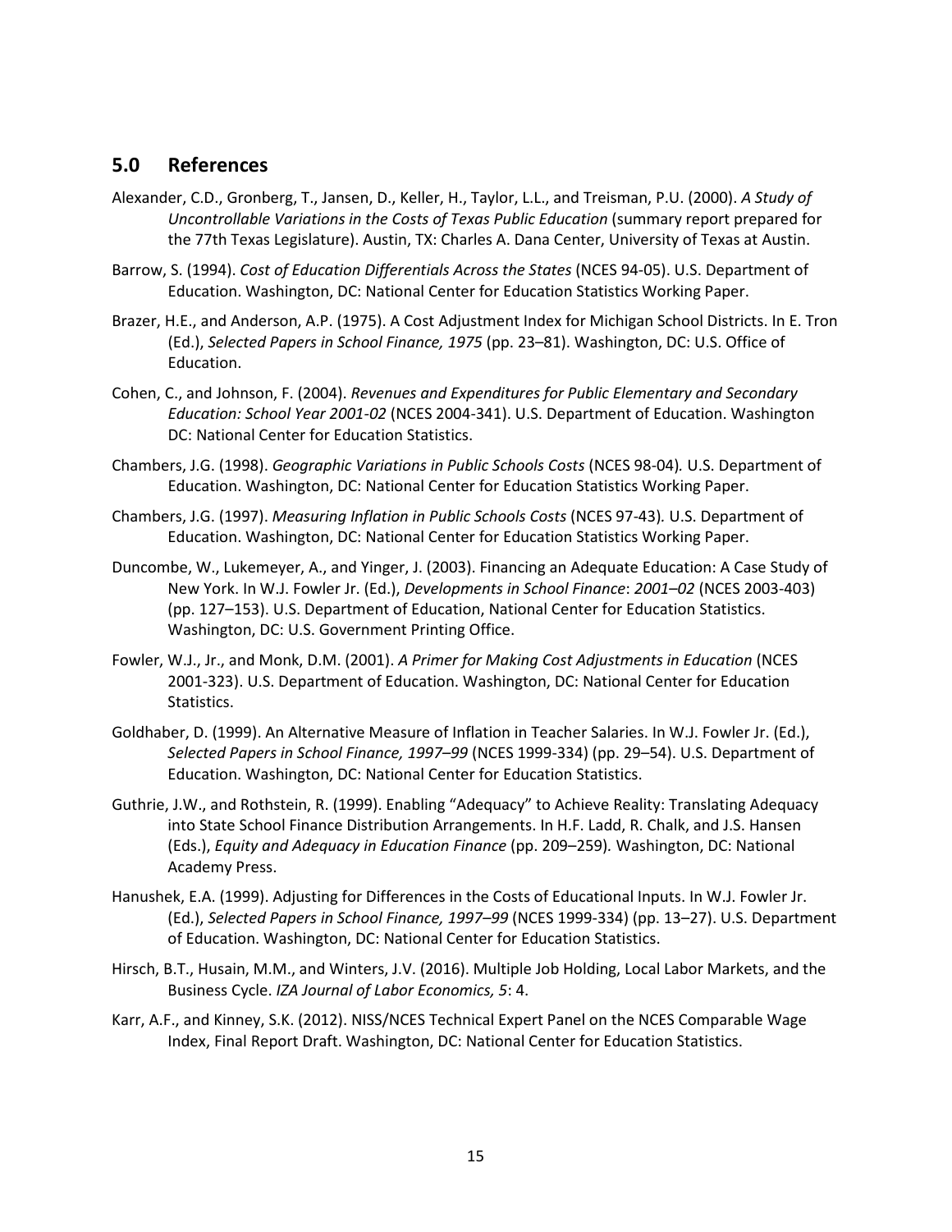## 5.0 References

Alexander, C.D., Gronberg, T., Jansen, D., Keller, H., Taylor, L.L., and Treisman, P.U. (2000). *A Study of Uncontrollable Variations in the Costs of Texas Public Education* (summary report prepared for the 77th Texas Legislature). Austin, TX: Charles A. Dana Center, University of Texas at Austin.

Barrow, S. (1994). *Cost of Education Differentials Across the States* (NCES 94-05). U.S. Department of Education. Washington, DC: National Center for Education Statistics Working Paper.

Brazer, H.E., and Anderson, A.P. (1975). A Cost Adjustment Index for Michigan School Districts. In E. Tron (Ed.), *Selected Papers in School Finance, 1975* (pp. 23–81). Washington, DC: U.S. Office of Education.

Cohen, C., and Johnson, F. (2004). *Revenues and Expenditures for Public Elementary and Secondary Education: School Year 2001-02* (NCES 2004-341). U.S. Department of Education. Washington DC: National Center for Education Statistics.

Chambers, J.G. (1998). *Geographic Variations in Public Schools Costs* (NCES 98-04). U.S. Department of Education. Washington, DC: National Center for Education Statistics Working Paper.

Chambers, J.G. (1997). *Measuring Inflation in Public Schools Costs* (NCES 97-43). U.S. Department of Education. Washington, DC: National Center for Education Statistics Working Paper.

Duncombe, W., Lukemeyer, A., and Yinger, J. (2003). Financing an Adequate Education: A Case Study of New York. In W.J. Fowler Jr. (Ed.), *Developments in School Finance*: *2001–02* (NCES 2003-403) (pp. 127–153). U.S. Department of Education, National Center for Education Statistics. Washington, DC: U.S. Government Printing Office.

Fowler, W.J., Jr., and Monk, D.M. (2001). *A Primer for Making Cost Adjustments in Education* (NCES 2001-323). U.S. Department of Education. Washington, DC: National Center for Education Statistics.

Goldhaber, D. (1999). An Alternative Measure of Inflation in Teacher Salaries. In W.J. Fowler Jr. (Ed.), *Selected Papers in School Finance, 1997–99* (NCES 1999-334) (pp. 29–54). U.S. Department of Education. Washington, DC: National Center for Education Statistics.

Guthrie, J.W., and Rothstein, R. (1999). Enabling "Adequacy" to Achieve Reality: Translating Adequacy into State School Finance Distribution Arrangements. In H.F. Ladd, R. Chalk, and J.S. Hansen (Eds.), *Equity and Adequacy in Education Finance* (pp. 209–259). Washington, DC: National Academy Press.

Hanushek, E.A. (1999). Adjusting for Differences in the Costs of Educational Inputs. In W.J. Fowler Jr. (Ed.), *Selected Papers in School Finance, 1997–99* (NCES 1999-334) (pp. 13–27). U.S. Department of Education. Washington, DC: National Center for Education Statistics.

Hirsch, B.T., Husain, M.M., and Winters, J.V. (2016). Multiple Job Holding, Local Labor Markets, and the Business Cycle. *IZA Journal of Labor Economics, 5*: 4.

Karr, A.F., and Kinney, S.K. (2012). NISS/NCES Technical Expert Panel on the NCES Comparable Wage Index, Final Report Draft. Washington, DC: National Center for Education Statistics.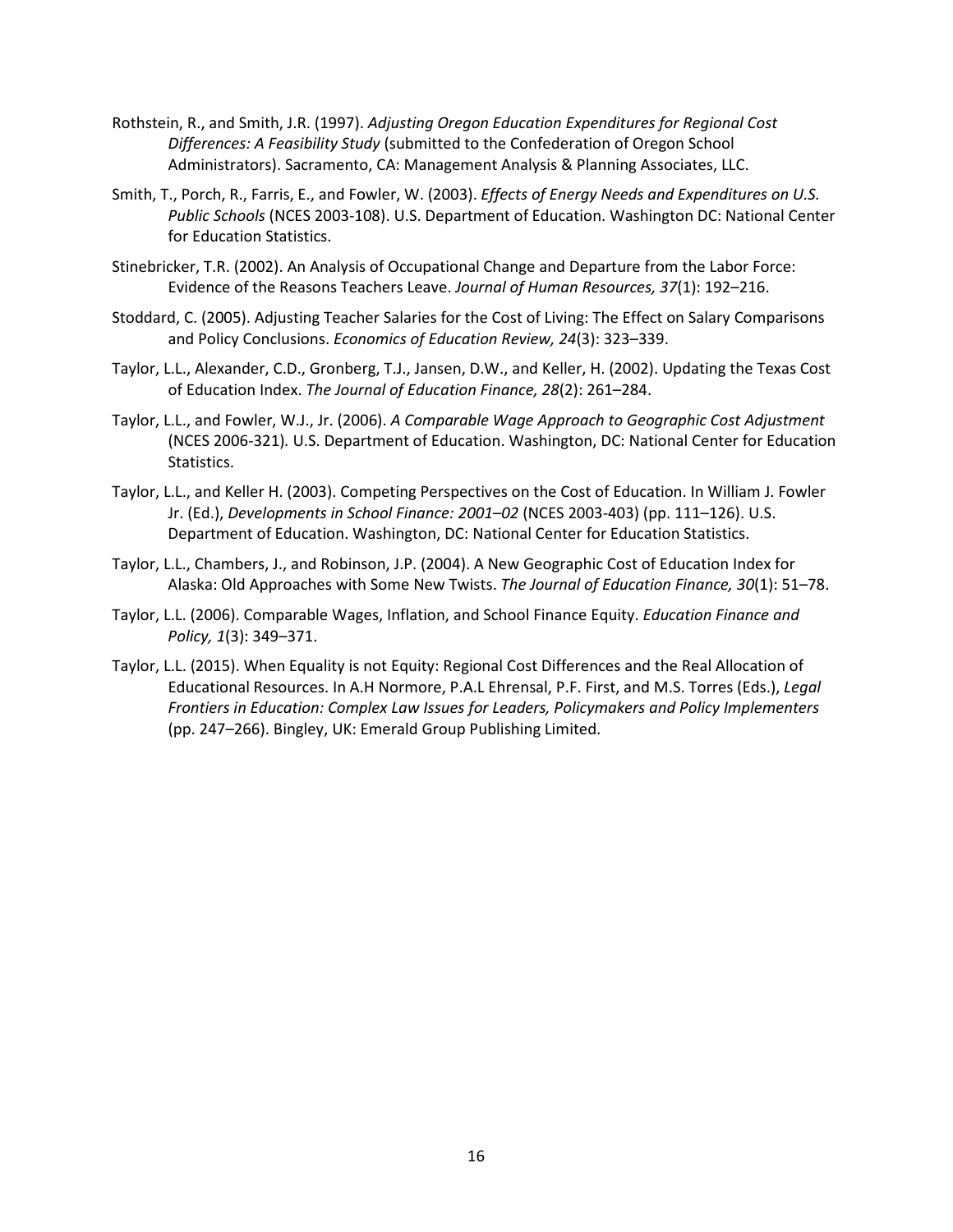Rothstein, R., and Smith, J.R. (1997). *Adjusting Oregon Education Expenditures for Regional Cost Differences: A Feasibility Study* (submitted to the Confederation of Oregon School Administrators). Sacramento, CA: Management Analysis & Planning Associates, LLC.

Smith, T., Porch, R., Farris, E., and Fowler, W. (2003). *Effects of Energy Needs and Expenditures on U.S. Public Schools* (NCES 2003-108). U.S. Department of Education. Washington DC: National Center for Education Statistics.

Stinebricker, T.R. (2002). An Analysis of Occupational Change and Departure from the Labor Force: Evidence of the Reasons Teachers Leave. *Journal of Human Resources, 37*(1): 192–216.

Stoddard, C. (2005). Adjusting Teacher Salaries for the Cost of Living: The Effect on Salary Comparisons and Policy Conclusions. *Economics of Education Review, 24*(3): 323–339.

Taylor, L.L., Alexander, C.D., Gronberg, T.J., Jansen, D.W., and Keller, H. (2002). Updating the Texas Cost of Education Index. *The Journal of Education Finance, 28*(2): 261–284.

Taylor, L.L., and Fowler, W.J., Jr. (2006). *A Comparable Wage Approach to Geographic Cost Adjustment* (NCES 2006-321). U.S. Department of Education. Washington, DC: National Center for Education Statistics.

Taylor, L.L., and Keller H. (2003). Competing Perspectives on the Cost of Education. In William J. Fowler Jr. (Ed.), *Developments in School Finance: 2001–02* (NCES 2003-403) (pp. 111–126). U.S. Department of Education. Washington, DC: National Center for Education Statistics.

Taylor, L.L., Chambers, J., and Robinson, J.P. (2004). A New Geographic Cost of Education Index for Alaska: Old Approaches with Some New Twists. *The Journal of Education Finance, 30*(1): 51–78.

Taylor, L.L. (2006). Comparable Wages, Inflation, and School Finance Equity. *Education Finance and Policy, 1*(3): 349–371.

Taylor, L.L. (2015). When Equality is not Equity: Regional Cost Differences and the Real Allocation of Educational Resources. In A.H Normore, P.A.L Ehrensal, P.F. First, and M.S. Torres (Eds.), *Legal Frontiers in Education: Complex Law Issues for Leaders, Policymakers and Policy Implementers* (pp. 247–266). Bingley, UK: Emerald Group Publishing Limited.